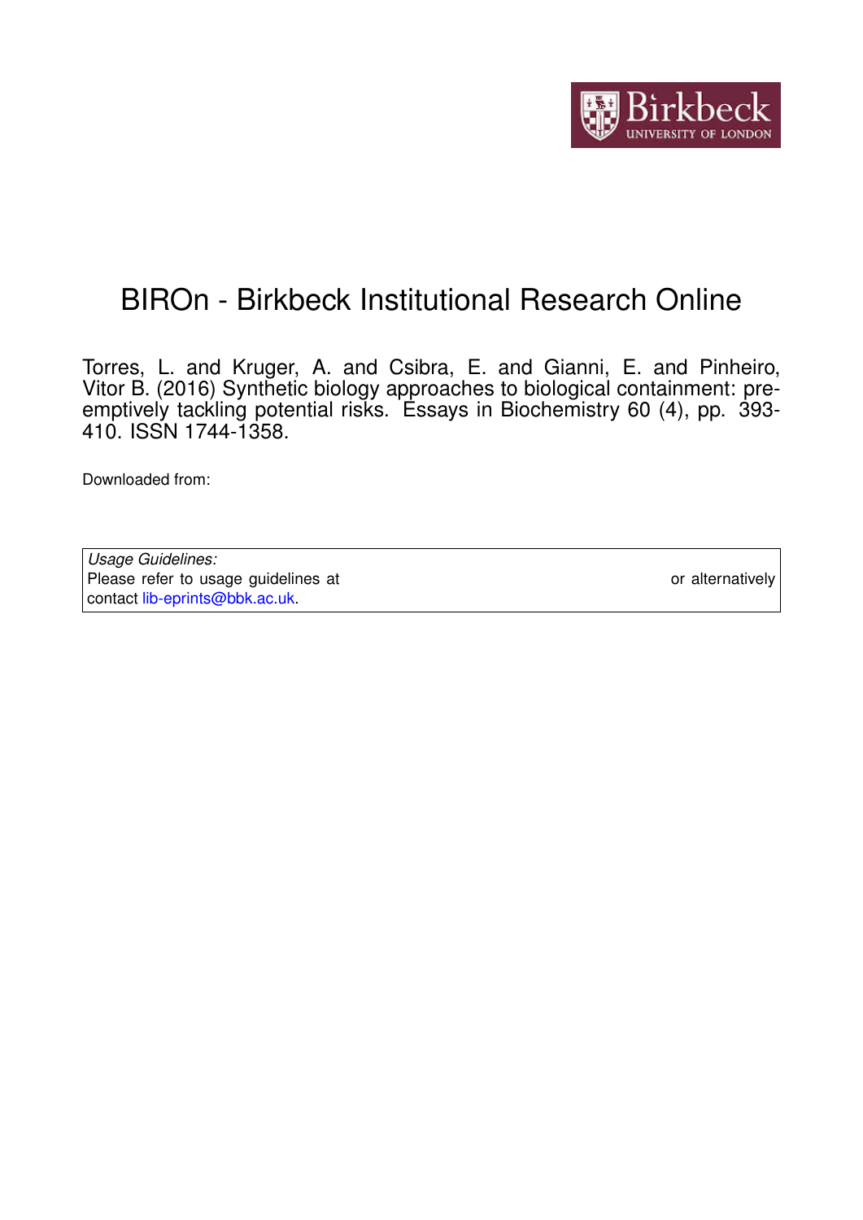# BIROn - Birkbeck Institutional Research Online

Torres, L. and Kruger, A. and Csibra, E. and Gianni, E. and Pinheiro, Vitor B. (2016) Synthetic biology approaches to biological containment: pre-emptively tackling potential risks. Essays in Biochemistry 60 (4), pp. 393-410. ISSN 1744-1358.

Downloaded from:

*Usage Guidelines:*
Please refer to usage guidelines at or alternatively contact lib-eprints@bbk.ac.uk.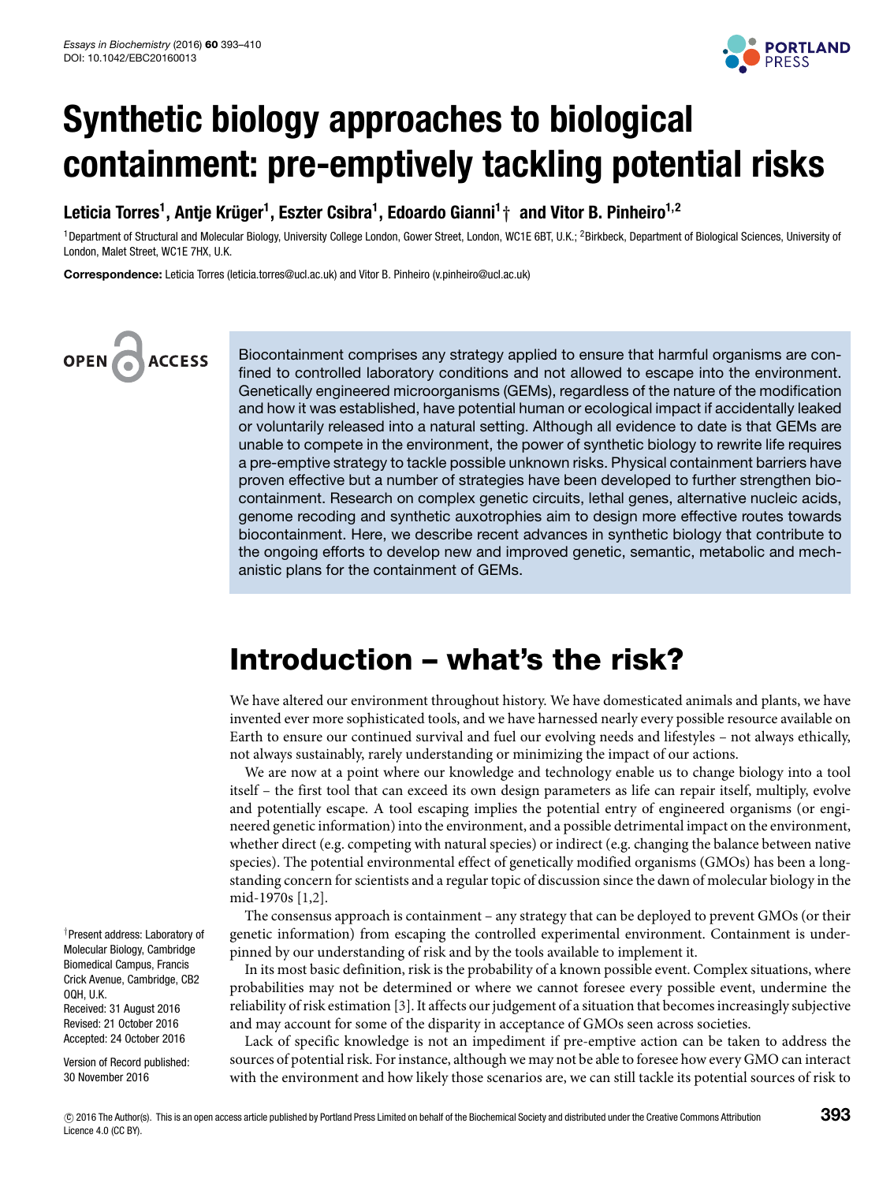# Synthetic biology approaches to biological containment: pre-emptively tackling potential risks

**Leticia Torres[1], Antje Krüger[1], Eszter Csibra[1], Edoardo Gianni[1]† and Vitor B. Pinheiro[1,2]**

[1]Department of Structural and Molecular Biology, University College London, Gower Street, London, WC1E 6BT, U.K.; [2]Birkbeck, Department of Biological Sciences, University of London, Malet Street, WC1E 7HX, U.K.

**Correspondence:** Leticia Torres (leticia.torres@ucl.ac.uk) and Vitor B. Pinheiro (v.pinheiro@ucl.ac.uk)

OPEN ACCESS

Biocontainment comprises any strategy applied to ensure that harmful organisms are confined to controlled laboratory conditions and not allowed to escape into the environment. Genetically engineered microorganisms (GEMs), regardless of the nature of the modification and how it was established, have potential human or ecological impact if accidentally leaked or voluntarily released into a natural setting. Although all evidence to date is that GEMs are unable to compete in the environment, the power of synthetic biology to rewrite life requires a pre-emptive strategy to tackle possible unknown risks. Physical containment barriers have proven effective but a number of strategies have been developed to further strengthen biocontainment. Research on complex genetic circuits, lethal genes, alternative nucleic acids, genome recoding and synthetic auxotrophies aim to design more effective routes towards biocontainment. Here, we describe recent advances in synthetic biology that contribute to the ongoing efforts to develop new and improved genetic, semantic, metabolic and mechanistic plans for the containment of GEMs.

## Introduction – what's the risk?

We have altered our environment throughout history. We have domesticated animals and plants, we have invented ever more sophisticated tools, and we have harnessed nearly every possible resource available on Earth to ensure our continued survival and fuel our evolving needs and lifestyles – not always ethically, not always sustainably, rarely understanding or minimizing the impact of our actions.

We are now at a point where our knowledge and technology enable us to change biology into a tool itself – the first tool that can exceed its own design parameters as life can repair itself, multiply, evolve and potentially escape. A tool escaping implies the potential entry of engineered organisms (or engineered genetic information) into the environment, and a possible detrimental impact on the environment, whether direct (e.g. competing with natural species) or indirect (e.g. changing the balance between native species). The potential environmental effect of genetically modified organisms (GMOs) has been a longstanding concern for scientists and a regular topic of discussion since the dawn of molecular biology in the mid-1970s [1,2].

The consensus approach is containment – any strategy that can be deployed to prevent GMOs (or their genetic information) from escaping the controlled experimental environment. Containment is underpinned by our understanding of risk and by the tools available to implement it.

In its most basic definition, risk is the probability of a known possible event. Complex situations, where probabilities may not be determined or where we cannot foresee every possible event, undermine the reliability of risk estimation [3]. It affects our judgement of a situation that becomes increasingly subjective and may account for some of the disparity in acceptance of GMOs seen across societies.

Lack of specific knowledge is not an impediment if pre-emptive action can be taken to address the sources of potential risk. For instance, although we may not be able to foresee how every GMO can interact with the environment and how likely those scenarios are, we can still tackle its potential sources of risk to

†Present address: Laboratory of Molecular Biology, Cambridge Biomedical Campus, Francis Crick Avenue, Cambridge, CB2 0QH, U.K.

Received: 31 August 2016
Revised: 21 October 2016
Accepted: 24 October 2016

Version of Record published: 30 November 2016

© 2016 The Author(s). This is an open access article published by Portland Press Limited on behalf of the Biochemical Society and distributed under the Creative Commons Attribution Licence 4.0 (CC BY).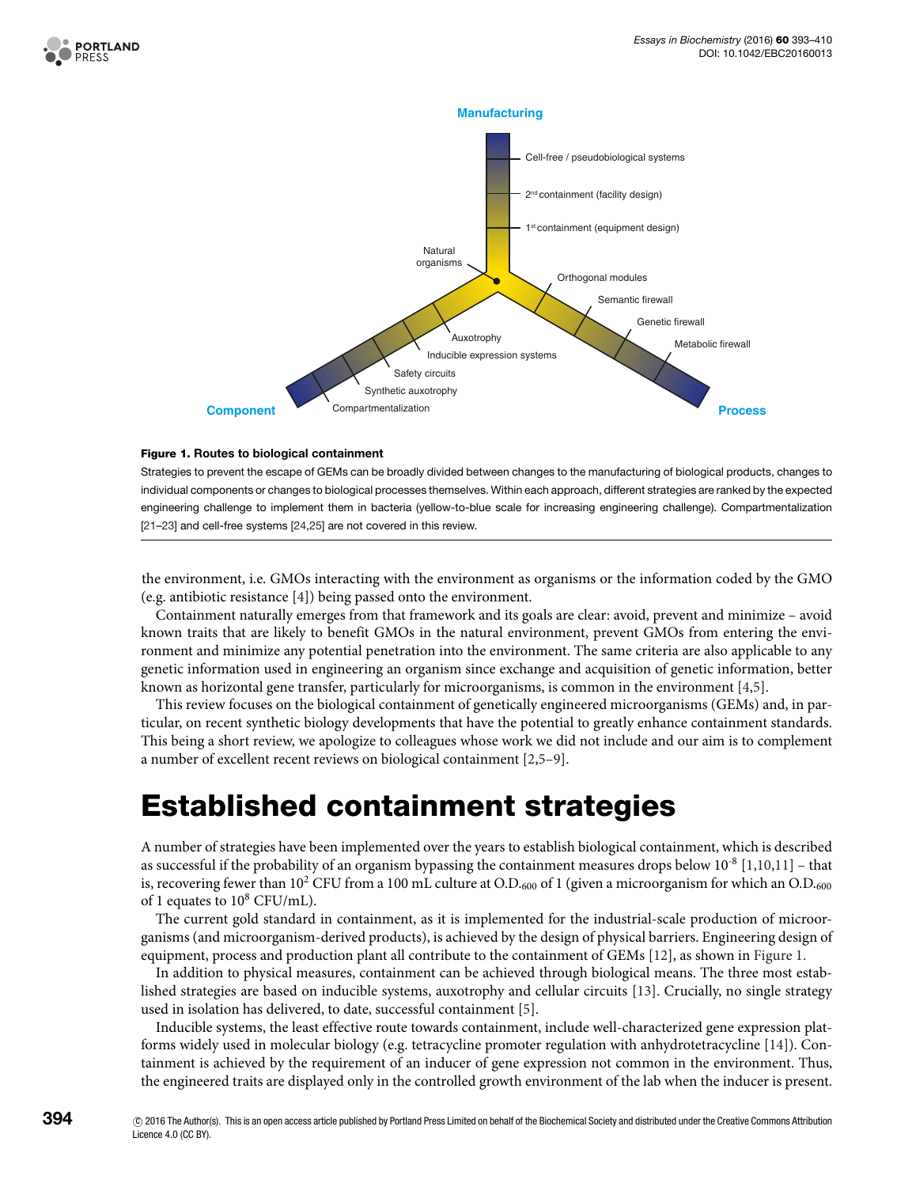**Figure 1. Routes to biological containment**

Strategies to prevent the escape of GEMs can be broadly divided between changes to the manufacturing of biological products, changes to individual components or changes to biological processes themselves. Within each approach, different strategies are ranked by the expected engineering challenge to implement them in bacteria (yellow-to-blue scale for increasing engineering challenge). Compartmentalization [21–23] and cell-free systems [24,25] are not covered in this review.

the environment, i.e. GMOs interacting with the environment as organisms or the information coded by the GMO (e.g. antibiotic resistance [4]) being passed onto the environment.

Containment naturally emerges from that framework and its goals are clear: avoid, prevent and minimize – avoid known traits that are likely to benefit GMOs in the natural environment, prevent GMOs from entering the environment and minimize any potential penetration into the environment. The same criteria are also applicable to any genetic information used in engineering an organism since exchange and acquisition of genetic information, better known as horizontal gene transfer, particularly for microorganisms, is common in the environment [4,5].

This review focuses on the biological containment of genetically engineered microorganisms (GEMs) and, in particular, on recent synthetic biology developments that have the potential to greatly enhance containment standards. This being a short review, we apologize to colleagues whose work we did not include and our aim is to complement a number of excellent recent reviews on biological containment [2,5–9].

# Established containment strategies

A number of strategies have been implemented over the years to establish biological containment, which is described as successful if the probability of an organism bypassing the containment measures drops below $10^{-8}$ [1,10,11] – that is, recovering fewer than $10^2$ CFU from a 100 mL culture at $O.D._{600}$ of 1 (given a microorganism for which an $O.D._{600}$ of 1 equates to $10^8$ CFU/mL).

The current gold standard in containment, as it is implemented for the industrial-scale production of microorganisms (and microorganism-derived products), is achieved by the design of physical barriers. Engineering design of equipment, process and production plant all contribute to the containment of GEMs [12], as shown in Figure 1.

In addition to physical measures, containment can be achieved through biological means. The three most established strategies are based on inducible systems, auxotrophy and cellular circuits [13]. Crucially, no single strategy used in isolation has delivered, to date, successful containment [5].

Inducible systems, the least effective route towards containment, include well-characterized gene expression platforms widely used in molecular biology (e.g. tetracycline promoter regulation with anhydrotetracycline [14]). Containment is achieved by the requirement of an inducer of gene expression not common in the environment. Thus, the engineered traits are displayed only in the controlled growth environment of the lab when the inducer is present.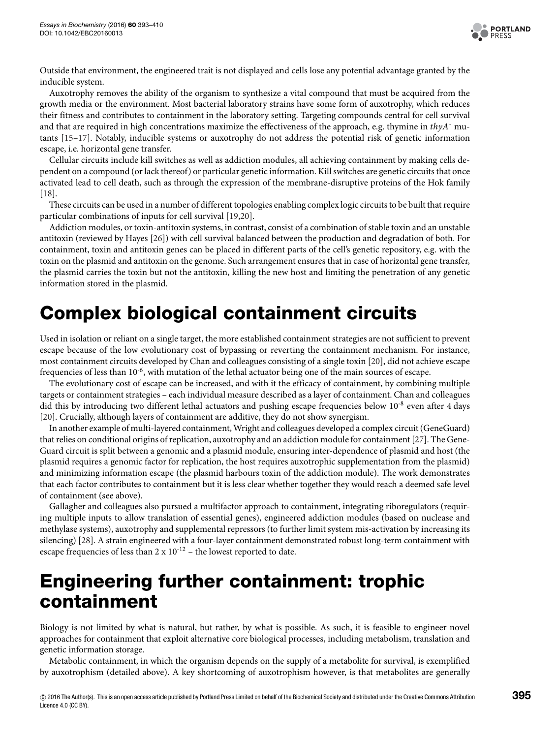Outside that environment, the engineered trait is not displayed and cells lose any potential advantage granted by the inducible system.

Auxotrophy removes the ability of the organism to synthesize a vital compound that must be acquired from the growth media or the environment. Most bacterial laboratory strains have some form of auxotrophy, which reduces their fitness and contributes to containment in the laboratory setting. Targeting compounds central for cell survival and that are required in high concentrations maximize the effectiveness of the approach, e.g. thymine in *thyA*$^{-}$ mutants [15–17]. Notably, inducible systems or auxotrophy do not address the potential risk of genetic information escape, i.e. horizontal gene transfer.

Cellular circuits include kill switches as well as addiction modules, all achieving containment by making cells dependent on a compound (or lack thereof) or particular genetic information. Kill switches are genetic circuits that once activated lead to cell death, such as through the expression of the membrane-disruptive proteins of the Hok family [18].

These circuits can be used in a number of different topologies enabling complex logic circuits to be built that require particular combinations of inputs for cell survival [19,20].

Addiction modules, or toxin-antitoxin systems, in contrast, consist of a combination of stable toxin and an unstable antitoxin (reviewed by Hayes [26]) with cell survival balanced between the production and degradation of both. For containment, toxin and antitoxin genes can be placed in different parts of the cell's genetic repository, e.g. with the toxin on the plasmid and antitoxin on the genome. Such arrangement ensures that in case of horizontal gene transfer, the plasmid carries the toxin but not the antitoxin, killing the new host and limiting the penetration of any genetic information stored in the plasmid.

# Complex biological containment circuits

Used in isolation or reliant on a single target, the more established containment strategies are not sufficient to prevent escape because of the low evolutionary cost of bypassing or reverting the containment mechanism. For instance, most containment circuits developed by Chan and colleagues consisting of a single toxin [20], did not achieve escape frequencies of less than $10^{-6}$, with mutation of the lethal actuator being one of the main sources of escape.

The evolutionary cost of escape can be increased, and with it the efficacy of containment, by combining multiple targets or containment strategies – each individual measure described as a layer of containment. Chan and colleagues did this by introducing two different lethal actuators and pushing escape frequencies below $10^{-8}$ even after 4 days [20]. Crucially, although layers of containment are additive, they do not show synergism.

In another example of multi-layered containment, Wright and colleagues developed a complex circuit (GeneGuard) that relies on conditional origins of replication, auxotrophy and an addiction module for containment [27]. The GeneGuard circuit is split between a genomic and a plasmid module, ensuring inter-dependence of plasmid and host (the plasmid requires a genomic factor for replication, the host requires auxotrophic supplementation from the plasmid) and minimizing information escape (the plasmid harbours toxin of the addiction module). The work demonstrates that each factor contributes to containment but it is less clear whether together they would reach a deemed safe level of containment (see above).

Gallagher and colleagues also pursued a multifactor approach to containment, integrating riboregulators (requiring multiple inputs to allow translation of essential genes), engineered addiction modules (based on nuclease and methylase systems), auxotrophy and supplemental repressors (to further limit system mis-activation by increasing its silencing) [28]. A strain engineered with a four-layer containment demonstrated robust long-term containment with escape frequencies of less than $2 \times 10^{-12}$ – the lowest reported to date.

# Engineering further containment: trophic containment

Biology is not limited by what is natural, but rather, by what is possible. As such, it is feasible to engineer novel approaches for containment that exploit alternative core biological processes, including metabolism, translation and genetic information storage.

Metabolic containment, in which the organism depends on the supply of a metabolite for survival, is exemplified by auxotrophism (detailed above). A key shortcoming of auxotrophism however, is that metabolites are generally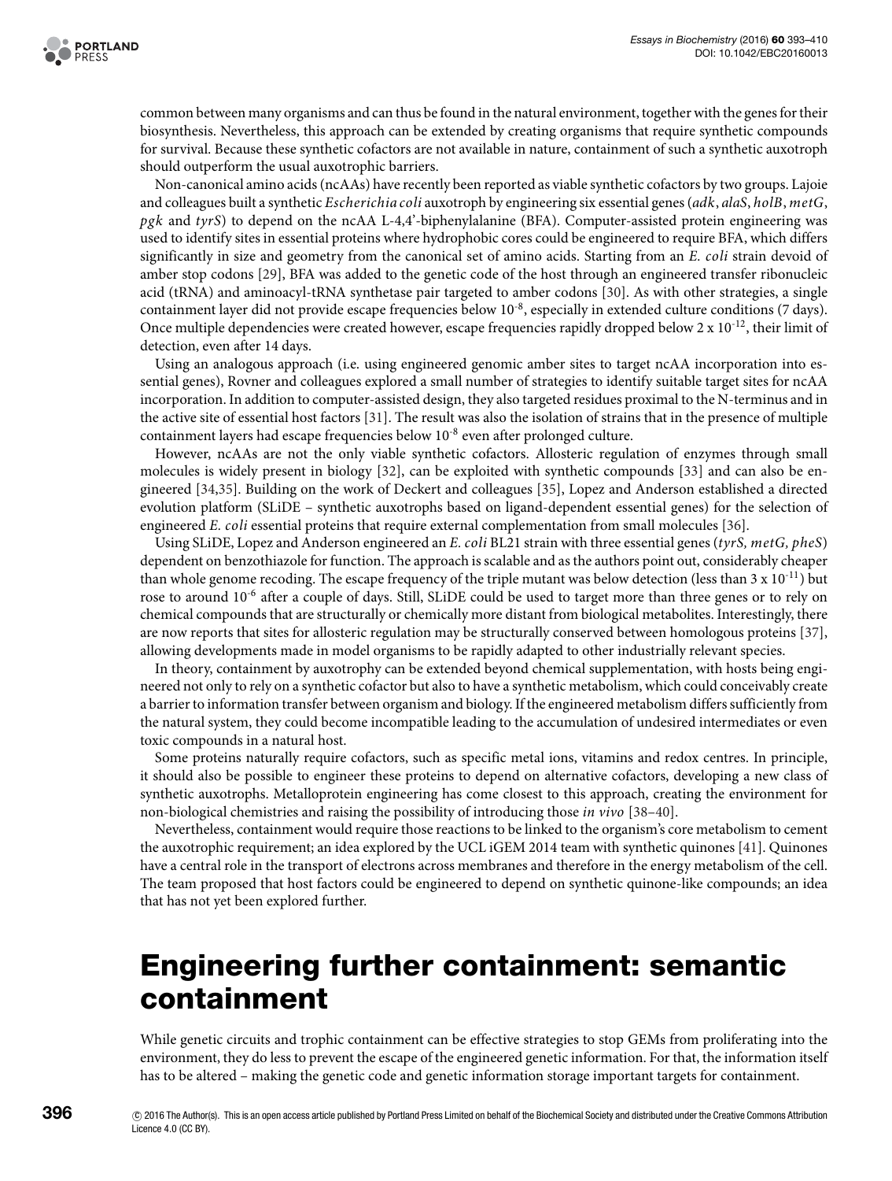common between many organisms and can thus be found in the natural environment, together with the genes for their biosynthesis. Nevertheless, this approach can be extended by creating organisms that require synthetic compounds for survival. Because these synthetic cofactors are not available in nature, containment of such a synthetic auxotroph should outperform the usual auxotrophic barriers.

Non-canonical amino acids (ncAAs) have recently been reported as viable synthetic cofactors by two groups. Lajoie and colleagues built a synthetic *Escherichia coli* auxotroph by engineering six essential genes (*adk*, *alaS*, *holB*, *metG*, *pgk* and *tyrS*) to depend on the ncAA L-4,4'-biphenylalanine (BFA). Computer-assisted protein engineering was used to identify sites in essential proteins where hydrophobic cores could be engineered to require BFA, which differs significantly in size and geometry from the canonical set of amino acids. Starting from an *E. coli* strain devoid of amber stop codons [29], BFA was added to the genetic code of the host through an engineered transfer ribonucleic acid (tRNA) and aminoacyl-tRNA synthetase pair targeted to amber codons [30]. As with other strategies, a single containment layer did not provide escape frequencies below $10^{-8}$, especially in extended culture conditions (7 days). Once multiple dependencies were created however, escape frequencies rapidly dropped below $2 \times 10^{-12}$, their limit of detection, even after 14 days.

Using an analogous approach (i.e. using engineered genomic amber sites to target ncAA incorporation into essential genes), Rovner and colleagues explored a small number of strategies to identify suitable target sites for ncAA incorporation. In addition to computer-assisted design, they also targeted residues proximal to the N-terminus and in the active site of essential host factors [31]. The result was also the isolation of strains that in the presence of multiple containment layers had escape frequencies below $10^{-8}$ even after prolonged culture.

However, ncAAs are not the only viable synthetic cofactors. Allosteric regulation of enzymes through small molecules is widely present in biology [32], can be exploited with synthetic compounds [33] and can also be engineered [34,35]. Building on the work of Deckert and colleagues [35], Lopez and Anderson established a directed evolution platform (SLiDE – synthetic auxotrophs based on ligand-dependent essential genes) for the selection of engineered *E. coli* essential proteins that require external complementation from small molecules [36].

Using SLiDE, Lopez and Anderson engineered an *E. coli* BL21 strain with three essential genes (*tyrS, metG, pheS*) dependent on benzothiazole for function. The approach is scalable and as the authors point out, considerably cheaper than whole genome recoding. The escape frequency of the triple mutant was below detection (less than $3 \times 10^{-11}$) but rose to around $10^{-6}$ after a couple of days. Still, SLiDE could be used to target more than three genes or to rely on chemical compounds that are structurally or chemically more distant from biological metabolites. Interestingly, there are now reports that sites for allosteric regulation may be structurally conserved between homologous proteins [37], allowing developments made in model organisms to be rapidly adapted to other industrially relevant species.

In theory, containment by auxotrophy can be extended beyond chemical supplementation, with hosts being engineered not only to rely on a synthetic cofactor but also to have a synthetic metabolism, which could conceivably create a barrier to information transfer between organism and biology. If the engineered metabolism differs sufficiently from the natural system, they could become incompatible leading to the accumulation of undesired intermediates or even toxic compounds in a natural host.

Some proteins naturally require cofactors, such as specific metal ions, vitamins and redox centres. In principle, it should also be possible to engineer these proteins to depend on alternative cofactors, developing a new class of synthetic auxotrophs. Metalloprotein engineering has come closest to this approach, creating the environment for non-biological chemistries and raising the possibility of introducing those *in vivo* [38–40].

Nevertheless, containment would require those reactions to be linked to the organism's core metabolism to cement the auxotrophic requirement; an idea explored by the UCL iGEM 2014 team with synthetic quinones [41]. Quinones have a central role in the transport of electrons across membranes and therefore in the energy metabolism of the cell. The team proposed that host factors could be engineered to depend on synthetic quinone-like compounds; an idea that has not yet been explored further.

# Engineering further containment: semantic containment

While genetic circuits and trophic containment can be effective strategies to stop GEMs from proliferating into the environment, they do less to prevent the escape of the engineered genetic information. For that, the information itself has to be altered – making the genetic code and genetic information storage important targets for containment.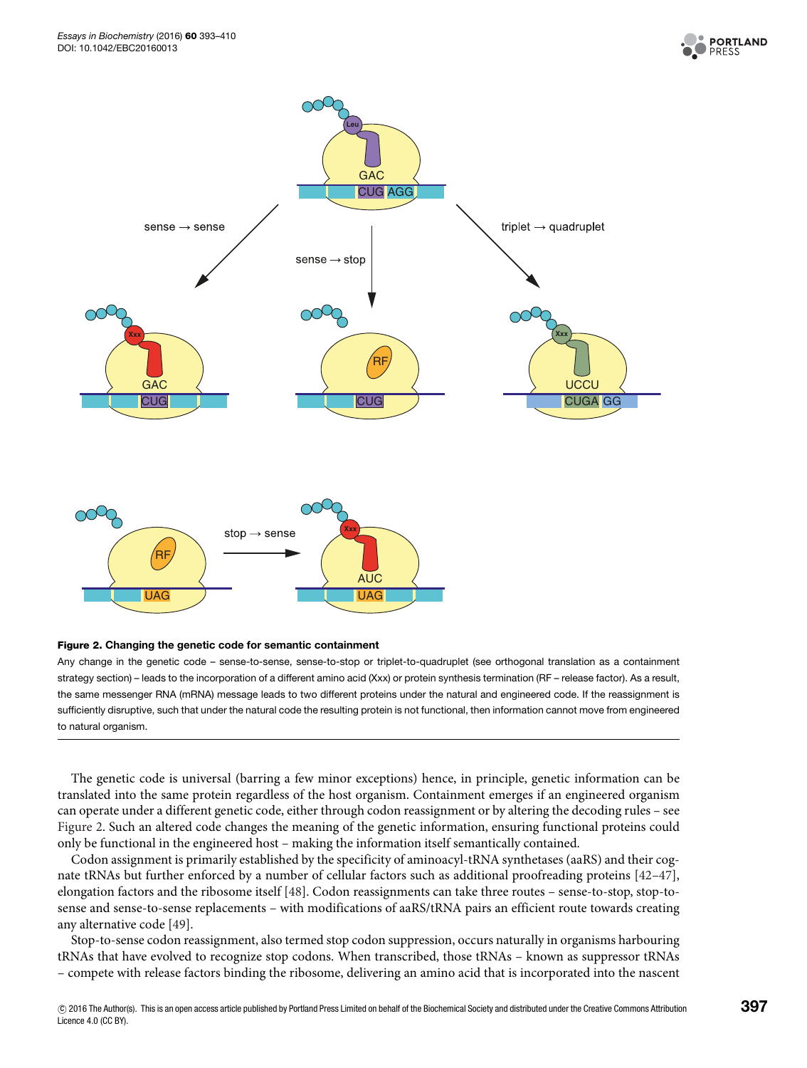**Figure 2. Changing the genetic code for semantic containment**

Any change in the genetic code – sense-to-sense, sense-to-stop or triplet-to-quadruplet (see orthogonal translation as a containment strategy section) – leads to the incorporation of a different amino acid (Xxx) or protein synthesis termination (RF – release factor). As a result, the same messenger RNA (mRNA) message leads to two different proteins under the natural and engineered code. If the reassignment is sufficiently disruptive, such that under the natural code the resulting protein is not functional, then information cannot move from engineered to natural organism.

The genetic code is universal (barring a few minor exceptions) hence, in principle, genetic information can be translated into the same protein regardless of the host organism. Containment emerges if an engineered organism can operate under a different genetic code, either through codon reassignment or by altering the decoding rules – see Figure 2. Such an altered code changes the meaning of the genetic information, ensuring functional proteins could only be functional in the engineered host – making the information itself semantically contained.

Codon assignment is primarily established by the specificity of aminoacyl-tRNA synthetases (aaRS) and their cognate tRNAs but further enforced by a number of cellular factors such as additional proofreading proteins [42–47], elongation factors and the ribosome itself [48]. Codon reassignments can take three routes – sense-to-stop, stop-to-sense and sense-to-sense replacements – with modifications of aaRS/tRNA pairs an efficient route towards creating any alternative code [49].

Stop-to-sense codon reassignment, also termed stop codon suppression, occurs naturally in organisms harbouring tRNAs that have evolved to recognize stop codons. When transcribed, those tRNAs – known as suppressor tRNAs – compete with release factors binding the ribosome, delivering an amino acid that is incorporated into the nascent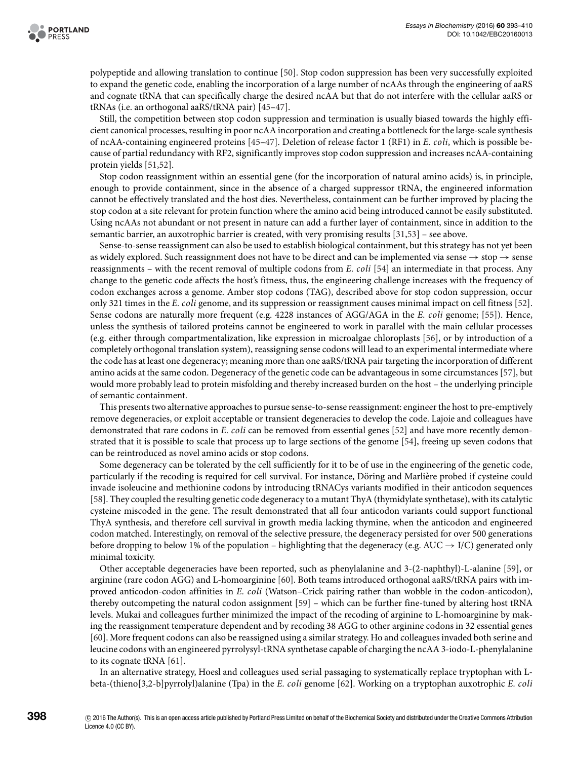polypeptide and allowing translation to continue [50]. Stop codon suppression has been very successfully exploited to expand the genetic code, enabling the incorporation of a large number of ncAAs through the engineering of aaRS and cognate tRNA that can specifically charge the desired ncAA but that do not interfere with the cellular aaRS or tRNAs (i.e. an orthogonal aaRS/tRNA pair) [45–47].

Still, the competition between stop codon suppression and termination is usually biased towards the highly efficient canonical processes, resulting in poor ncAA incorporation and creating a bottleneck for the large-scale synthesis of ncAA-containing engineered proteins [45–47]. Deletion of release factor 1 (RF1) in *E. coli*, which is possible because of partial redundancy with RF2, significantly improves stop codon suppression and increases ncAA-containing protein yields [51,52].

Stop codon reassignment within an essential gene (for the incorporation of natural amino acids) is, in principle, enough to provide containment, since in the absence of a charged suppressor tRNA, the engineered information cannot be effectively translated and the host dies. Nevertheless, containment can be further improved by placing the stop codon at a site relevant for protein function where the amino acid being introduced cannot be easily substituted. Using ncAAs not abundant or not present in nature can add a further layer of containment, since in addition to the semantic barrier, an auxotrophic barrier is created, with very promising results [31,53] – see above.

Sense-to-sense reassignment can also be used to establish biological containment, but this strategy has not yet been as widely explored. Such reassignment does not have to be direct and can be implemented via sense → stop → sense reassignments – with the recent removal of multiple codons from *E. coli* [54] an intermediate in that process. Any change to the genetic code affects the host's fitness, thus, the engineering challenge increases with the frequency of codon exchanges across a genome. Amber stop codons (TAG), described above for stop codon suppression, occur only 321 times in the *E. coli* genome, and its suppression or reassignment causes minimal impact on cell fitness [52]. Sense codons are naturally more frequent (e.g. 4228 instances of AGG/AGA in the *E. coli* genome; [55]). Hence, unless the synthesis of tailored proteins cannot be engineered to work in parallel with the main cellular processes (e.g. either through compartmentalization, like expression in microalgae chloroplasts [56], or by introduction of a completely orthogonal translation system), reassigning sense codons will lead to an experimental intermediate where the code has at least one degeneracy; meaning more than one aaRS/tRNA pair targeting the incorporation of different amino acids at the same codon. Degeneracy of the genetic code can be advantageous in some circumstances [57], but would more probably lead to protein misfolding and thereby increased burden on the host – the underlying principle of semantic containment.

This presents two alternative approaches to pursue sense-to-sense reassignment: engineer the host to pre-emptively remove degeneracies, or exploit acceptable or transient degeneracies to develop the code. Lajoie and colleagues have demonstrated that rare codons in *E. coli* can be removed from essential genes [52] and have more recently demonstrated that it is possible to scale that process up to large sections of the genome [54], freeing up seven codons that can be reintroduced as novel amino acids or stop codons.

Some degeneracy can be tolerated by the cell sufficiently for it to be of use in the engineering of the genetic code, particularly if the recoding is required for cell survival. For instance, Döring and Marlière probed if cysteine could invade isoleucine and methionine codons by introducing tRNACys variants modified in their anticodon sequences [58]. They coupled the resulting genetic code degeneracy to a mutant ThyA (thymidylate synthetase), with its catalytic cysteine miscoded in the gene. The result demonstrated that all four anticodon variants could support functional ThyA synthesis, and therefore cell survival in growth media lacking thymine, when the anticodon and engineered codon matched. Interestingly, on removal of the selective pressure, the degeneracy persisted for over 500 generations before dropping to below 1% of the population – highlighting that the degeneracy (e.g. AUC → I/C) generated only minimal toxicity.

Other acceptable degeneracies have been reported, such as phenylalanine and 3-(2-naphthyl)-L-alanine [59], or arginine (rare codon AGG) and L-homoarginine [60]. Both teams introduced orthogonal aaRS/tRNA pairs with improved anticodon-codon affinities in *E. coli* (Watson–Crick pairing rather than wobble in the codon-anticodon), thereby outcompeting the natural codon assignment [59] – which can be further fine-tuned by altering host tRNA levels. Mukai and colleagues further minimized the impact of the recoding of arginine to L-homoarginine by making the reassignment temperature dependent and by recoding 38 AGG to other arginine codons in 32 essential genes [60]. More frequent codons can also be reassigned using a similar strategy. Ho and colleagues invaded both serine and leucine codons with an engineered pyrrolysyl-tRNA synthetase capable of charging the ncAA 3-iodo-L-phenylalanine to its cognate tRNA [61].

In an alternative strategy, Hoesl and colleagues used serial passaging to systematically replace tryptophan with L-beta-(thieno[3,2-b]pyrrolyl)alanine (Tpa) in the *E. coli* genome [62]. Working on a tryptophan auxotrophic *E. coli*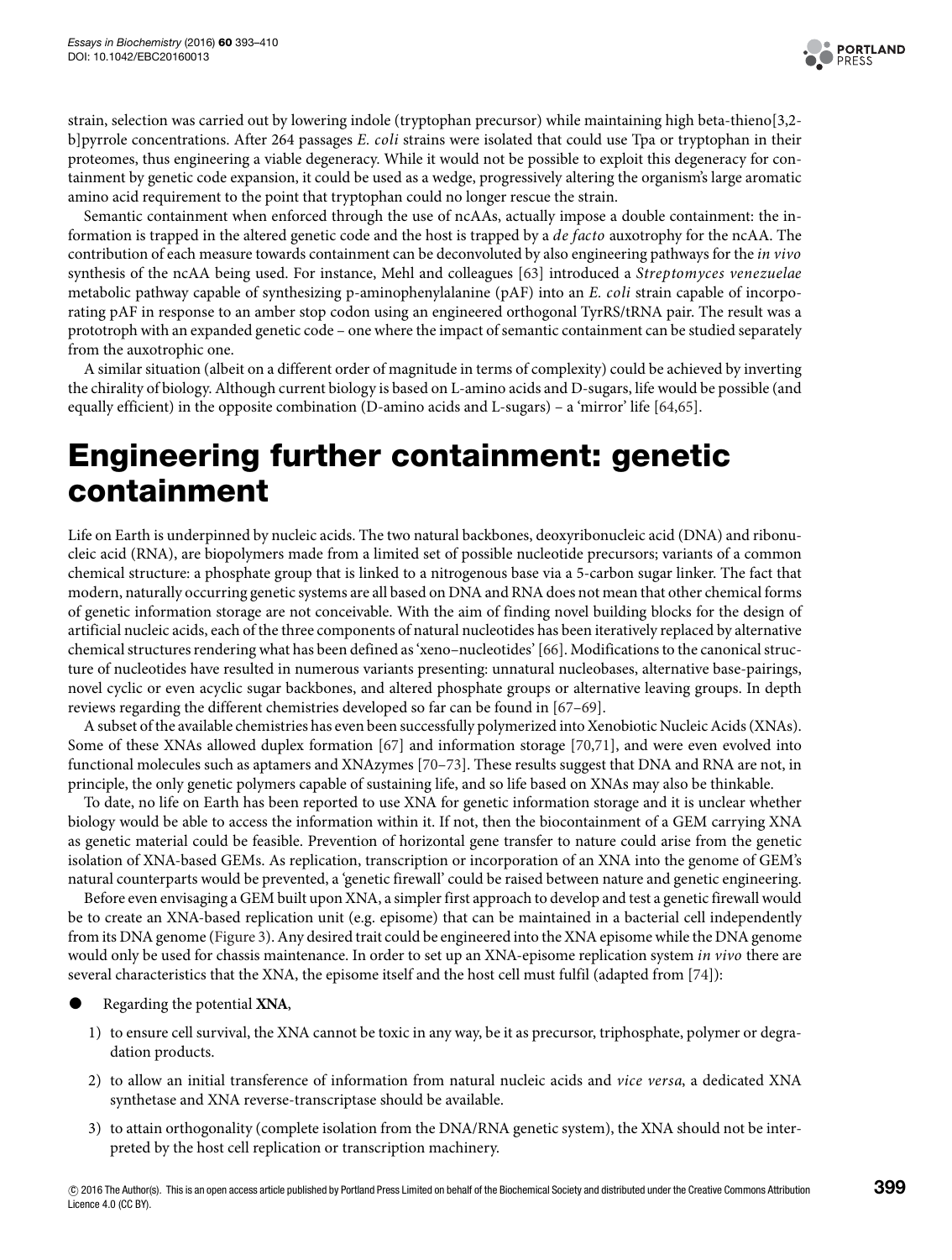strain, selection was carried out by lowering indole (tryptophan precursor) while maintaining high beta-thieno[3,2-b]pyrrole concentrations. After 264 passages *E. coli* strains were isolated that could use Tpa or tryptophan in their proteomes, thus engineering a viable degeneracy. While it would not be possible to exploit this degeneracy for containment by genetic code expansion, it could be used as a wedge, progressively altering the organism's large aromatic amino acid requirement to the point that tryptophan could no longer rescue the strain.

Semantic containment when enforced through the use of ncAAs, actually impose a double containment: the information is trapped in the altered genetic code and the host is trapped by a *de facto* auxotrophy for the ncAA. The contribution of each measure towards containment can be deconvoluted by also engineering pathways for the *in vivo* synthesis of the ncAA being used. For instance, Mehl and colleagues [63] introduced a *Streptomyces venezuelae* metabolic pathway capable of synthesizing p-aminophenylalanine (pAF) into an *E. coli* strain capable of incorporating pAF in response to an amber stop codon using an engineered orthogonal TyrRS/tRNA pair. The result was a prototroph with an expanded genetic code – one where the impact of semantic containment can be studied separately from the auxotrophic one.

A similar situation (albeit on a different order of magnitude in terms of complexity) could be achieved by inverting the chirality of biology. Although current biology is based on L-amino acids and D-sugars, life would be possible (and equally efficient) in the opposite combination (D-amino acids and L-sugars) – a 'mirror' life [64,65].

# Engineering further containment: genetic containment

Life on Earth is underpinned by nucleic acids. The two natural backbones, deoxyribonucleic acid (DNA) and ribonucleic acid (RNA), are biopolymers made from a limited set of possible nucleotide precursors; variants of a common chemical structure: a phosphate group that is linked to a nitrogenous base via a 5-carbon sugar linker. The fact that modern, naturally occurring genetic systems are all based on DNA and RNA does not mean that other chemical forms of genetic information storage are not conceivable. With the aim of finding novel building blocks for the design of artificial nucleic acids, each of the three components of natural nucleotides has been iteratively replaced by alternative chemical structures rendering what has been defined as 'xeno–nucleotides' [66]. Modifications to the canonical structure of nucleotides have resulted in numerous variants presenting: unnatural nucleobases, alternative base-pairings, novel cyclic or even acyclic sugar backbones, and altered phosphate groups or alternative leaving groups. In depth reviews regarding the different chemistries developed so far can be found in [67–69].

A subset of the available chemistries has even been successfully polymerized into Xenobiotic Nucleic Acids (XNAs). Some of these XNAs allowed duplex formation [67] and information storage [70,71], and were even evolved into functional molecules such as aptamers and XNAzymes [70–73]. These results suggest that DNA and RNA are not, in principle, the only genetic polymers capable of sustaining life, and so life based on XNAs may also be thinkable.

To date, no life on Earth has been reported to use XNA for genetic information storage and it is unclear whether biology would be able to access the information within it. If not, then the biocontainment of a GEM carrying XNA as genetic material could be feasible. Prevention of horizontal gene transfer to nature could arise from the genetic isolation of XNA-based GEMs. As replication, transcription or incorporation of an XNA into the genome of GEM's natural counterparts would be prevented, a 'genetic firewall' could be raised between nature and genetic engineering.

Before even envisaging a GEM built upon XNA, a simpler first approach to develop and test a genetic firewall would be to create an XNA-based replication unit (e.g. episome) that can be maintained in a bacterial cell independently from its DNA genome (Figure 3). Any desired trait could be engineered into the XNA episome while the DNA genome would only be used for chassis maintenance. In order to set up an XNA-episome replication system *in vivo* there are several characteristics that the XNA, the episome itself and the host cell must fulfil (adapted from [74]):

- Regarding the potential **XNA**,
  1) to ensure cell survival, the XNA cannot be toxic in any way, be it as precursor, triphosphate, polymer or degradation products.
  2) to allow an initial transference of information from natural nucleic acids and *vice versa*, a dedicated XNA synthetase and XNA reverse-transcriptase should be available.
  3) to attain orthogonality (complete isolation from the DNA/RNA genetic system), the XNA should not be interpreted by the host cell replication or transcription machinery.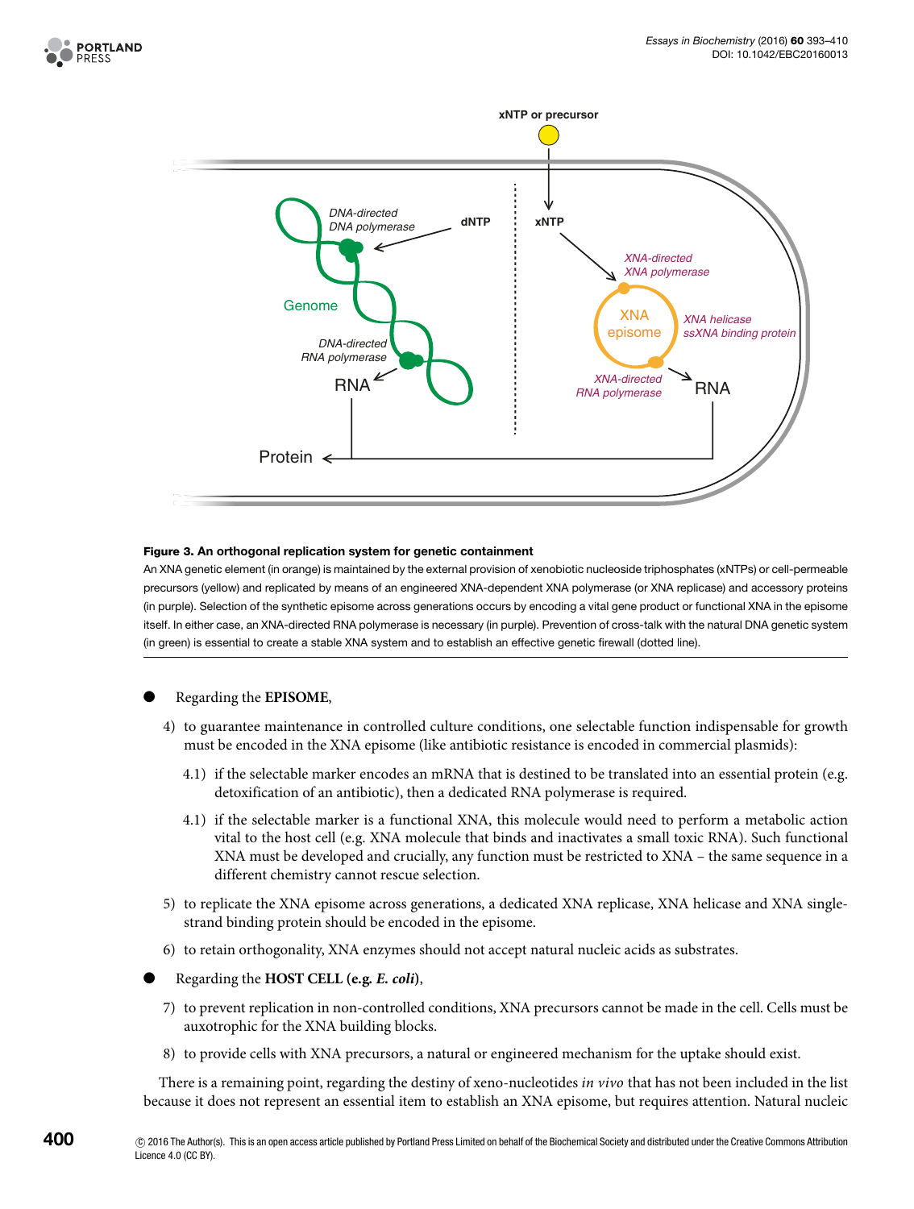**Figure 3. An orthogonal replication system for genetic containment**

An XNA genetic element (in orange) is maintained by the external provision of xenobiotic nucleoside triphosphates (xNTPs) or cell-permeable precursors (yellow) and replicated by means of an engineered XNA-dependent XNA polymerase (or XNA replicase) and accessory proteins (in purple). Selection of the synthetic episome across generations occurs by encoding a vital gene product or functional XNA in the episome itself. In either case, an XNA-directed RNA polymerase is necessary (in purple). Prevention of cross-talk with the natural DNA genetic system (in green) is essential to create a stable XNA system and to establish an effective genetic firewall (dotted line).

- Regarding the **EPISOME**,

  4) to guarantee maintenance in controlled culture conditions, one selectable function indispensable for growth must be encoded in the XNA episome (like antibiotic resistance is encoded in commercial plasmids):

     4.1) if the selectable marker encodes an mRNA that is destined to be translated into an essential protein (e.g. detoxification of an antibiotic), then a dedicated RNA polymerase is required.

     4.1) if the selectable marker is a functional XNA, this molecule would need to perform a metabolic action vital to the host cell (e.g. XNA molecule that binds and inactivates a small toxic RNA). Such functional XNA must be developed and crucially, any function must be restricted to XNA – the same sequence in a different chemistry cannot rescue selection.

  5) to replicate the XNA episome across generations, a dedicated XNA replicase, XNA helicase and XNA single-strand binding protein should be encoded in the episome.

  6) to retain orthogonality, XNA enzymes should not accept natural nucleic acids as substrates.

- Regarding the **HOST CELL (e.g. *E. coli*)**,

  7) to prevent replication in non-controlled conditions, XNA precursors cannot be made in the cell. Cells must be auxotrophic for the XNA building blocks.

  8) to provide cells with XNA precursors, a natural or engineered mechanism for the uptake should exist.

There is a remaining point, regarding the destiny of xeno-nucleotides *in vivo* that has not been included in the list because it does not represent an essential item to establish an XNA episome, but requires attention. Natural nucleic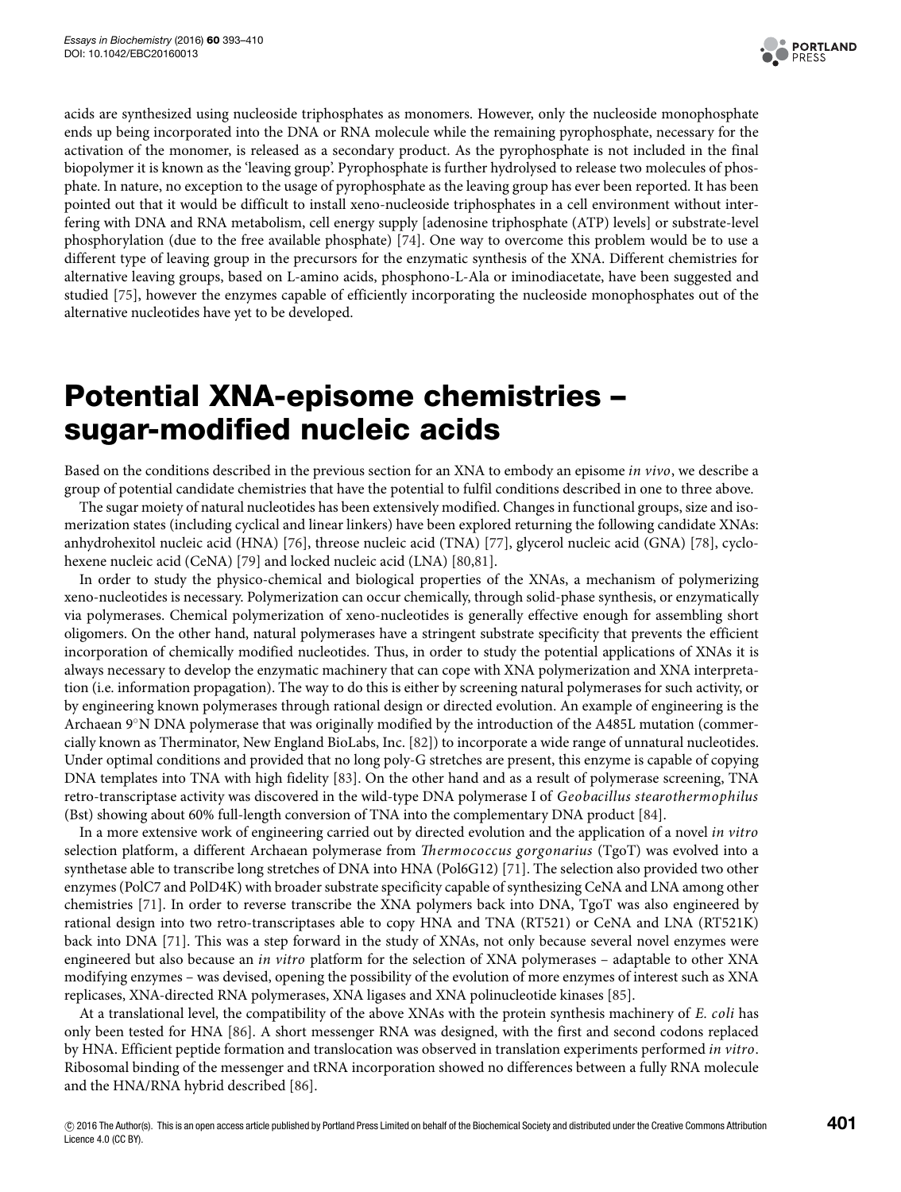acids are synthesized using nucleoside triphosphates as monomers. However, only the nucleoside monophosphate ends up being incorporated into the DNA or RNA molecule while the remaining pyrophosphate, necessary for the activation of the monomer, is released as a secondary product. As the pyrophosphate is not included in the final biopolymer it is known as the 'leaving group'. Pyrophosphate is further hydrolysed to release two molecules of phosphate. In nature, no exception to the usage of pyrophosphate as the leaving group has ever been reported. It has been pointed out that it would be difficult to install xeno-nucleoside triphosphates in a cell environment without interfering with DNA and RNA metabolism, cell energy supply [adenosine triphosphate (ATP) levels] or substrate-level phosphorylation (due to the free available phosphate) [74]. One way to overcome this problem would be to use a different type of leaving group in the precursors for the enzymatic synthesis of the XNA. Different chemistries for alternative leaving groups, based on L-amino acids, phosphono-L-Ala or iminodiacetate, have been suggested and studied [75], however the enzymes capable of efficiently incorporating the nucleoside monophosphates out of the alternative nucleotides have yet to be developed.

# Potential XNA-episome chemistries – sugar-modified nucleic acids

Based on the conditions described in the previous section for an XNA to embody an episome *in vivo*, we describe a group of potential candidate chemistries that have the potential to fulfil conditions described in one to three above.

The sugar moiety of natural nucleotides has been extensively modified. Changes in functional groups, size and isomerization states (including cyclical and linear linkers) have been explored returning the following candidate XNAs: anhydrohexitol nucleic acid (HNA) [76], threose nucleic acid (TNA) [77], glycerol nucleic acid (GNA) [78], cyclohexene nucleic acid (CeNA) [79] and locked nucleic acid (LNA) [80,81].

In order to study the physico-chemical and biological properties of the XNAs, a mechanism of polymerizing xeno-nucleotides is necessary. Polymerization can occur chemically, through solid-phase synthesis, or enzymatically via polymerases. Chemical polymerization of xeno-nucleotides is generally effective enough for assembling short oligomers. On the other hand, natural polymerases have a stringent substrate specificity that prevents the efficient incorporation of chemically modified nucleotides. Thus, in order to study the potential applications of XNAs it is always necessary to develop the enzymatic machinery that can cope with XNA polymerization and XNA interpretation (i.e. information propagation). The way to do this is either by screening natural polymerases for such activity, or by engineering known polymerases through rational design or directed evolution. An example of engineering is the Archaean 9°N DNA polymerase that was originally modified by the introduction of the A485L mutation (commercially known as Therminator, New England BioLabs, Inc. [82]) to incorporate a wide range of unnatural nucleotides. Under optimal conditions and provided that no long poly-G stretches are present, this enzyme is capable of copying DNA templates into TNA with high fidelity [83]. On the other hand and as a result of polymerase screening, TNA retro-transcriptase activity was discovered in the wild-type DNA polymerase I of *Geobacillus stearothermophilus* (Bst) showing about 60% full-length conversion of TNA into the complementary DNA product [84].

In a more extensive work of engineering carried out by directed evolution and the application of a novel *in vitro* selection platform, a different Archaean polymerase from *Thermococcus gorgonarius* (TgoT) was evolved into a synthetase able to transcribe long stretches of DNA into HNA (Pol6G12) [71]. The selection also provided two other enzymes (PolC7 and PolD4K) with broader substrate specificity capable of synthesizing CeNA and LNA among other chemistries [71]. In order to reverse transcribe the XNA polymers back into DNA, TgoT was also engineered by rational design into two retro-transcriptases able to copy HNA and TNA (RT521) or CeNA and LNA (RT521K) back into DNA [71]. This was a step forward in the study of XNAs, not only because several novel enzymes were engineered but also because an *in vitro* platform for the selection of XNA polymerases – adaptable to other XNA modifying enzymes – was devised, opening the possibility of the evolution of more enzymes of interest such as XNA replicases, XNA-directed RNA polymerases, XNA ligases and XNA polinucleotide kinases [85].

At a translational level, the compatibility of the above XNAs with the protein synthesis machinery of *E. coli* has only been tested for HNA [86]. A short messenger RNA was designed, with the first and second codons replaced by HNA. Efficient peptide formation and translocation was observed in translation experiments performed *in vitro*. Ribosomal binding of the messenger and tRNA incorporation showed no differences between a fully RNA molecule and the HNA/RNA hybrid described [86].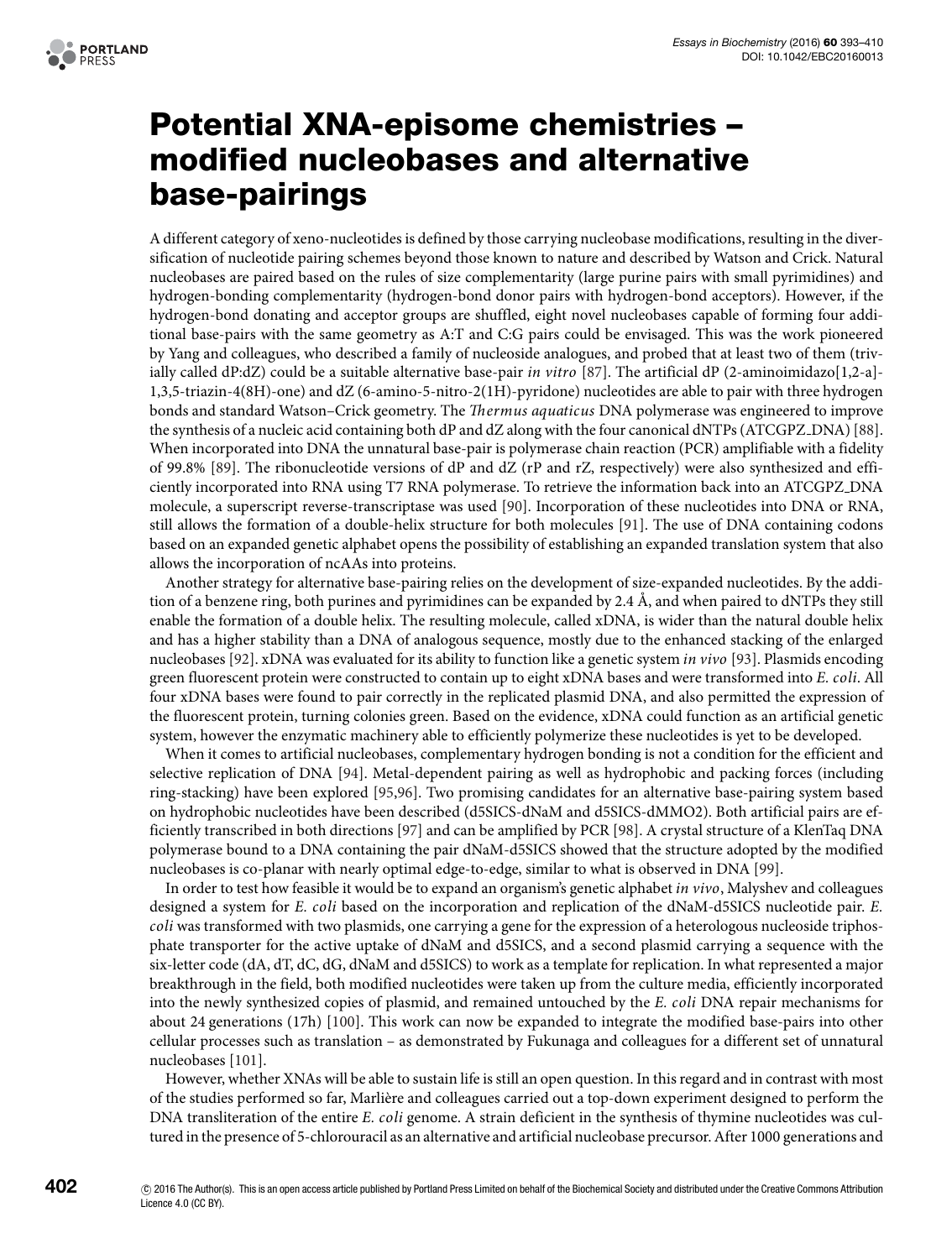# Potential XNA-episome chemistries – modified nucleobases and alternative base-pairings

A different category of xeno-nucleotides is defined by those carrying nucleobase modifications, resulting in the diversification of nucleotide pairing schemes beyond those known to nature and described by Watson and Crick. Natural nucleobases are paired based on the rules of size complementarity (large purine pairs with small pyrimidines) and hydrogen-bonding complementarity (hydrogen-bond donor pairs with hydrogen-bond acceptors). However, if the hydrogen-bond donating and acceptor groups are shuffled, eight novel nucleobases capable of forming four additional base-pairs with the same geometry as A:T and C:G pairs could be envisaged. This was the work pioneered by Yang and colleagues, who described a family of nucleoside analogues, and probed that at least two of them (trivially called dP:dZ) could be a suitable alternative base-pair *in vitro* [87]. The artificial dP (2-aminoimidazo[1,2-a]-1,3,5-triazin-4(8H)-one) and dZ (6-amino-5-nitro-2(1H)-pyridone) nucleotides are able to pair with three hydrogen bonds and standard Watson–Crick geometry. The *Thermus aquaticus* DNA polymerase was engineered to improve the synthesis of a nucleic acid containing both dP and dZ along with the four canonical dNTPs (ATCGPZ_DNA) [88]. When incorporated into DNA the unnatural base-pair is polymerase chain reaction (PCR) amplifiable with a fidelity of 99.8% [89]. The ribonucleotide versions of dP and dZ (rP and rZ, respectively) were also synthesized and efficiently incorporated into RNA using T7 RNA polymerase. To retrieve the information back into an ATCGPZ_DNA molecule, a superscript reverse-transcriptase was used [90]. Incorporation of these nucleotides into DNA or RNA, still allows the formation of a double-helix structure for both molecules [91]. The use of DNA containing codons based on an expanded genetic alphabet opens the possibility of establishing an expanded translation system that also allows the incorporation of ncAAs into proteins.

Another strategy for alternative base-pairing relies on the development of size-expanded nucleotides. By the addition of a benzene ring, both purines and pyrimidines can be expanded by 2.4 Å, and when paired to dNTPs they still enable the formation of a double helix. The resulting molecule, called xDNA, is wider than the natural double helix and has a higher stability than a DNA of analogous sequence, mostly due to the enhanced stacking of the enlarged nucleobases [92]. xDNA was evaluated for its ability to function like a genetic system *in vivo* [93]. Plasmids encoding green fluorescent protein were constructed to contain up to eight xDNA bases and were transformed into *E. coli*. All four xDNA bases were found to pair correctly in the replicated plasmid DNA, and also permitted the expression of the fluorescent protein, turning colonies green. Based on the evidence, xDNA could function as an artificial genetic system, however the enzymatic machinery able to efficiently polymerize these nucleotides is yet to be developed.

When it comes to artificial nucleobases, complementary hydrogen bonding is not a condition for the efficient and selective replication of DNA [94]. Metal-dependent pairing as well as hydrophobic and packing forces (including ring-stacking) have been explored [95,96]. Two promising candidates for an alternative base-pairing system based on hydrophobic nucleotides have been described (d5SICS-dNaM and d5SICS-dMMO2). Both artificial pairs are efficiently transcribed in both directions [97] and can be amplified by PCR [98]. A crystal structure of a KlenTaq DNA polymerase bound to a DNA containing the pair dNaM-d5SICS showed that the structure adopted by the modified nucleobases is co-planar with nearly optimal edge-to-edge, similar to what is observed in DNA [99].

In order to test how feasible it would be to expand an organism's genetic alphabet *in vivo*, Malyshev and colleagues designed a system for *E. coli* based on the incorporation and replication of the dNaM-d5SICS nucleotide pair. *E. coli* was transformed with two plasmids, one carrying a gene for the expression of a heterologous nucleoside triphosphate transporter for the active uptake of dNaM and d5SICS, and a second plasmid carrying a sequence with the six-letter code (dA, dT, dC, dG, dNaM and d5SICS) to work as a template for replication. In what represented a major breakthrough in the field, both modified nucleotides were taken up from the culture media, efficiently incorporated into the newly synthesized copies of plasmid, and remained untouched by the *E. coli* DNA repair mechanisms for about 24 generations (17h) [100]. This work can now be expanded to integrate the modified base-pairs into other cellular processes such as translation – as demonstrated by Fukunaga and colleagues for a different set of unnatural nucleobases [101].

However, whether XNAs will be able to sustain life is still an open question. In this regard and in contrast with most of the studies performed so far, Marlière and colleagues carried out a top-down experiment designed to perform the DNA transliteration of the entire *E. coli* genome. A strain deficient in the synthesis of thymine nucleotides was cultured in the presence of 5-chlorouracil as an alternative and artificial nucleobase precursor. After 1000 generations and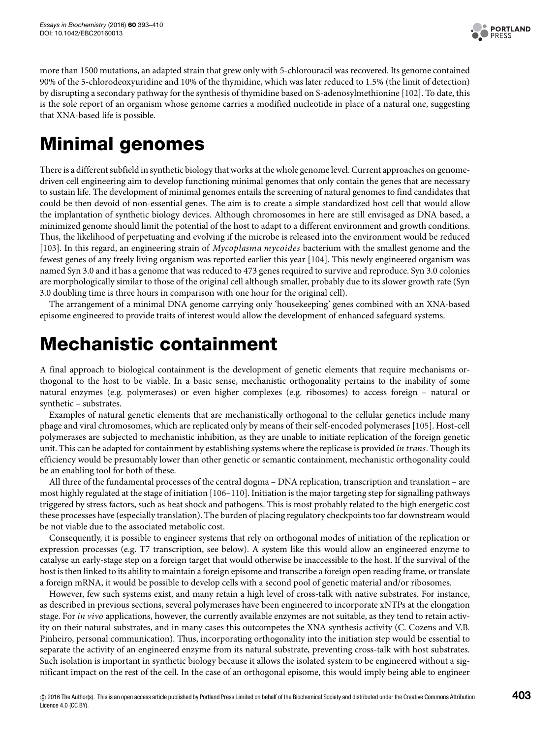more than 1500 mutations, an adapted strain that grew only with 5-chlorouracil was recovered. Its genome contained 90% of the 5-chlorodeoxyuridine and 10% of the thymidine, which was later reduced to 1.5% (the limit of detection) by disrupting a secondary pathway for the synthesis of thymidine based on S-adenosylmethionine [102]. To date, this is the sole report of an organism whose genome carries a modified nucleotide in place of a natural one, suggesting that XNA-based life is possible.

# Minimal genomes

There is a different subfield in synthetic biology that works at the whole genome level. Current approaches on genome-driven cell engineering aim to develop functioning minimal genomes that only contain the genes that are necessary to sustain life. The development of minimal genomes entails the screening of natural genomes to find candidates that could be then devoid of non-essential genes. The aim is to create a simple standardized host cell that would allow the implantation of synthetic biology devices. Although chromosomes in here are still envisaged as DNA based, a minimized genome should limit the potential of the host to adapt to a different environment and growth conditions. Thus, the likelihood of perpetuating and evolving if the microbe is released into the environment would be reduced [103]. In this regard, an engineering strain of *Mycoplasma mycoides* bacterium with the smallest genome and the fewest genes of any freely living organism was reported earlier this year [104]. This newly engineered organism was named Syn 3.0 and it has a genome that was reduced to 473 genes required to survive and reproduce. Syn 3.0 colonies are morphologically similar to those of the original cell although smaller, probably due to its slower growth rate (Syn 3.0 doubling time is three hours in comparison with one hour for the original cell).

The arrangement of a minimal DNA genome carrying only 'housekeeping' genes combined with an XNA-based episome engineered to provide traits of interest would allow the development of enhanced safeguard systems.

# Mechanistic containment

A final approach to biological containment is the development of genetic elements that require mechanisms orthogonal to the host to be viable. In a basic sense, mechanistic orthogonality pertains to the inability of some natural enzymes (e.g. polymerases) or even higher complexes (e.g. ribosomes) to access foreign – natural or synthetic – substrates.

Examples of natural genetic elements that are mechanistically orthogonal to the cellular genetics include many phage and viral chromosomes, which are replicated only by means of their self-encoded polymerases [105]. Host-cell polymerases are subjected to mechanistic inhibition, as they are unable to initiate replication of the foreign genetic unit. This can be adapted for containment by establishing systems where the replicase is provided *in trans*. Though its efficiency would be presumably lower than other genetic or semantic containment, mechanistic orthogonality could be an enabling tool for both of these.

All three of the fundamental processes of the central dogma – DNA replication, transcription and translation – are most highly regulated at the stage of initiation [106–110]. Initiation is the major targeting step for signalling pathways triggered by stress factors, such as heat shock and pathogens. This is most probably related to the high energetic cost these processes have (especially translation). The burden of placing regulatory checkpoints too far downstream would be not viable due to the associated metabolic cost.

Consequently, it is possible to engineer systems that rely on orthogonal modes of initiation of the replication or expression processes (e.g. T7 transcription, see below). A system like this would allow an engineered enzyme to catalyse an early-stage step on a foreign target that would otherwise be inaccessible to the host. If the survival of the host is then linked to its ability to maintain a foreign episome and transcribe a foreign open reading frame, or translate a foreign mRNA, it would be possible to develop cells with a second pool of genetic material and/or ribosomes.

However, few such systems exist, and many retain a high level of cross-talk with native substrates. For instance, as described in previous sections, several polymerases have been engineered to incorporate xNTPs at the elongation stage. For *in vivo* applications, however, the currently available enzymes are not suitable, as they tend to retain activity on their natural substrates, and in many cases this outcompetes the XNA synthesis activity (C. Cozens and V.B. Pinheiro, personal communication). Thus, incorporating orthogonality into the initiation step would be essential to separate the activity of an engineered enzyme from its natural substrate, preventing cross-talk with host substrates. Such isolation is important in synthetic biology because it allows the isolated system to be engineered without a significant impact on the rest of the cell. In the case of an orthogonal episome, this would imply being able to engineer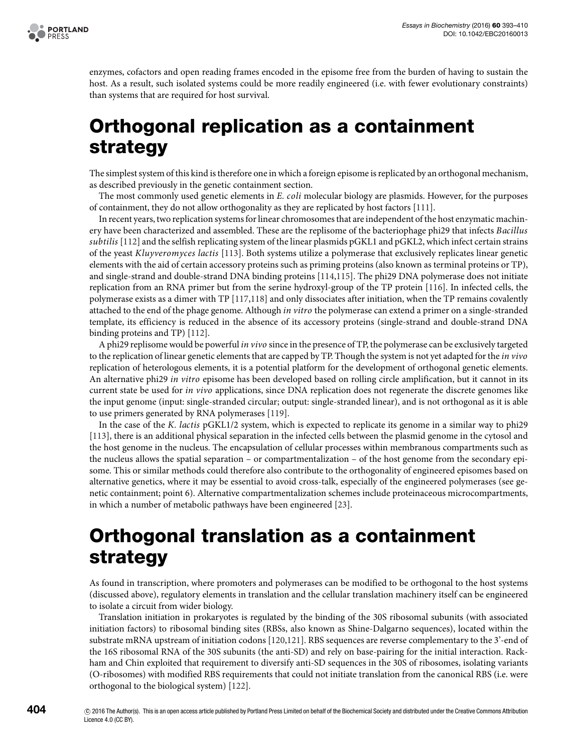enzymes, cofactors and open reading frames encoded in the episome free from the burden of having to sustain the host. As a result, such isolated systems could be more readily engineered (i.e. with fewer evolutionary constraints) than systems that are required for host survival.

# Orthogonal replication as a containment strategy

The simplest system of this kind is therefore one in which a foreign episome is replicated by an orthogonal mechanism, as described previously in the genetic containment section.

The most commonly used genetic elements in *E. coli* molecular biology are plasmids. However, for the purposes of containment, they do not allow orthogonality as they are replicated by host factors [111].

In recent years, two replication systems for linear chromosomes that are independent of the host enzymatic machinery have been characterized and assembled. These are the replisome of the bacteriophage phi29 that infects *Bacillus subtilis* [112] and the selfish replicating system of the linear plasmids pGKL1 and pGKL2, which infect certain strains of the yeast *Kluyveromyces lactis* [113]. Both systems utilize a polymerase that exclusively replicates linear genetic elements with the aid of certain accessory proteins such as priming proteins (also known as terminal proteins or TP), and single-strand and double-strand DNA binding proteins [114,115]. The phi29 DNA polymerase does not initiate replication from an RNA primer but from the serine hydroxyl-group of the TP protein [116]. In infected cells, the polymerase exists as a dimer with TP [117,118] and only dissociates after initiation, when the TP remains covalently attached to the end of the phage genome. Although *in vitro* the polymerase can extend a primer on a single-stranded template, its efficiency is reduced in the absence of its accessory proteins (single-strand and double-strand DNA binding proteins and TP) [112].

A phi29 replisome would be powerful *in vivo* since in the presence of TP, the polymerase can be exclusively targeted to the replication of linear genetic elements that are capped by TP. Though the system is not yet adapted for the *in vivo* replication of heterologous elements, it is a potential platform for the development of orthogonal genetic elements. An alternative phi29 *in vitro* episome has been developed based on rolling circle amplification, but it cannot in its current state be used for *in vivo* applications, since DNA replication does not regenerate the discrete genomes like the input genome (input: single-stranded circular; output: single-stranded linear), and is not orthogonal as it is able to use primers generated by RNA polymerases [119].

In the case of the *K. lactis* pGKL1/2 system, which is expected to replicate its genome in a similar way to phi29 [113], there is an additional physical separation in the infected cells between the plasmid genome in the cytosol and the host genome in the nucleus. The encapsulation of cellular processes within membranous compartments such as the nucleus allows the spatial separation – or compartmentalization – of the host genome from the secondary episome. This or similar methods could therefore also contribute to the orthogonality of engineered episomes based on alternative genetics, where it may be essential to avoid cross-talk, especially of the engineered polymerases (see genetic containment; point 6). Alternative compartmentalization schemes include proteinaceous microcompartments, in which a number of metabolic pathways have been engineered [23].

# Orthogonal translation as a containment strategy

As found in transcription, where promoters and polymerases can be modified to be orthogonal to the host systems (discussed above), regulatory elements in translation and the cellular translation machinery itself can be engineered to isolate a circuit from wider biology.

Translation initiation in prokaryotes is regulated by the binding of the 30S ribosomal subunits (with associated initiation factors) to ribosomal binding sites (RBSs, also known as Shine-Dalgarno sequences), located within the substrate mRNA upstream of initiation codons [120,121]. RBS sequences are reverse complementary to the 3'-end of the 16S ribosomal RNA of the 30S subunits (the anti-SD) and rely on base-pairing for the initial interaction. Rackham and Chin exploited that requirement to diversify anti-SD sequences in the 30S of ribosomes, isolating variants (O-ribosomes) with modified RBS requirements that could not initiate translation from the canonical RBS (i.e. were orthogonal to the biological system) [122].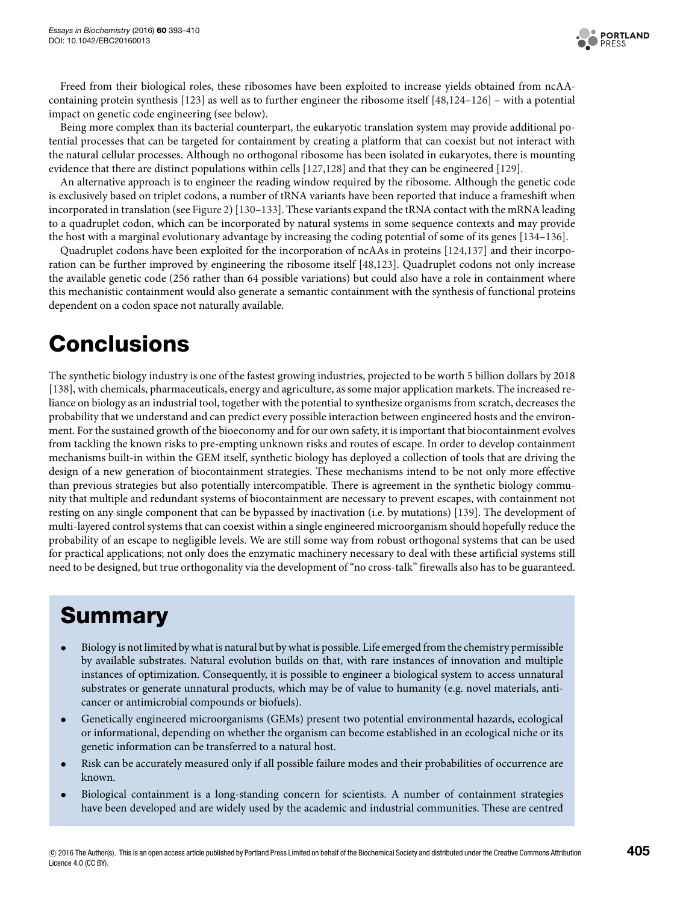Freed from their biological roles, these ribosomes have been exploited to increase yields obtained from ncAA-containing protein synthesis [123] as well as to further engineer the ribosome itself [48,124–126] – with a potential impact on genetic code engineering (see below).

Being more complex than its bacterial counterpart, the eukaryotic translation system may provide additional potential processes that can be targeted for containment by creating a platform that can coexist but not interact with the natural cellular processes. Although no orthogonal ribosome has been isolated in eukaryotes, there is mounting evidence that there are distinct populations within cells [127,128] and that they can be engineered [129].

An alternative approach is to engineer the reading window required by the ribosome. Although the genetic code is exclusively based on triplet codons, a number of tRNA variants have been reported that induce a frameshift when incorporated in translation (see Figure 2) [130–133]. These variants expand the tRNA contact with the mRNA leading to a quadruplet codon, which can be incorporated by natural systems in some sequence contexts and may provide the host with a marginal evolutionary advantage by increasing the coding potential of some of its genes [134–136].

Quadruplet codons have been exploited for the incorporation of ncAAs in proteins [124,137] and their incorporation can be further improved by engineering the ribosome itself [48,123]. Quadruplet codons not only increase the available genetic code (256 rather than 64 possible variations) but could also have a role in containment where this mechanistic containment would also generate a semantic containment with the synthesis of functional proteins dependent on a codon space not naturally available.

# Conclusions

The synthetic biology industry is one of the fastest growing industries, projected to be worth 5 billion dollars by 2018 [138], with chemicals, pharmaceuticals, energy and agriculture, as some major application markets. The increased reliance on biology as an industrial tool, together with the potential to synthesize organisms from scratch, decreases the probability that we understand and can predict every possible interaction between engineered hosts and the environment. For the sustained growth of the bioeconomy and for our own safety, it is important that biocontainment evolves from tackling the known risks to pre-empting unknown risks and routes of escape. In order to develop containment mechanisms built-in within the GEM itself, synthetic biology has deployed a collection of tools that are driving the design of a new generation of biocontainment strategies. These mechanisms intend to be not only more effective than previous strategies but also potentially intercompatible. There is agreement in the synthetic biology community that multiple and redundant systems of biocontainment are necessary to prevent escapes, with containment not resting on any single component that can be bypassed by inactivation (i.e. by mutations) [139]. The development of multi-layered control systems that can coexist within a single engineered microorganism should hopefully reduce the probability of an escape to negligible levels. We are still some way from robust orthogonal systems that can be used for practical applications; not only does the enzymatic machinery necessary to deal with these artificial systems still need to be designed, but true orthogonality via the development of "no cross-talk" firewalls also has to be guaranteed.

# Summary

- Biology is not limited by what is natural but by what is possible. Life emerged from the chemistry permissible by available substrates. Natural evolution builds on that, with rare instances of innovation and multiple instances of optimization. Consequently, it is possible to engineer a biological system to access unnatural substrates or generate unnatural products, which may be of value to humanity (e.g. novel materials, anti-cancer or antimicrobial compounds or biofuels).
- Genetically engineered microorganisms (GEMs) present two potential environmental hazards, ecological or informational, depending on whether the organism can become established in an ecological niche or its genetic information can be transferred to a natural host.
- Risk can be accurately measured only if all possible failure modes and their probabilities of occurrence are known.
- Biological containment is a long-standing concern for scientists. A number of containment strategies have been developed and are widely used by the academic and industrial communities. These are centred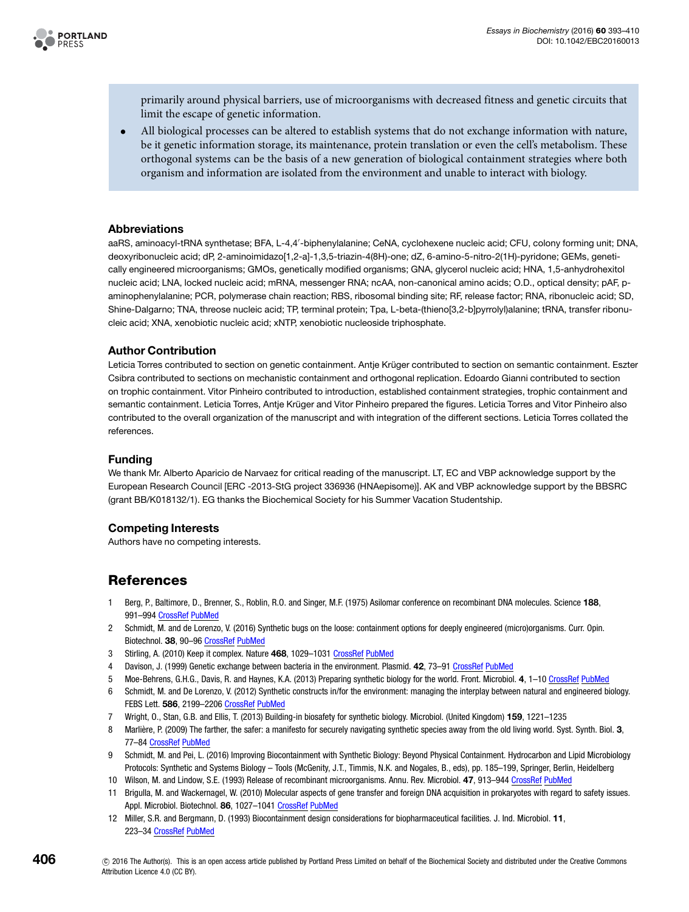primarily around physical barriers, use of microorganisms with decreased fitness and genetic circuits that limit the escape of genetic information.

- All biological processes can be altered to establish systems that do not exchange information with nature, be it genetic information storage, its maintenance, protein translation or even the cell's metabolism. These orthogonal systems can be the basis of a new generation of biological containment strategies where both organism and information are isolated from the environment and unable to interact with biology.

### Abbreviations

aaRS, aminoacyl-tRNA synthetase; BFA, L-4,4′-biphenylalanine; CeNA, cyclohexene nucleic acid; CFU, colony forming unit; DNA, deoxyribonucleic acid; dP, 2-aminoimidazo[1,2-a]-1,3,5-triazin-4(8H)-one; dZ, 6-amino-5-nitro-2(1H)-pyridone; GEMs, genetically engineered microorganisms; GMOs, genetically modified organisms; GNA, glycerol nucleic acid; HNA, 1,5-anhydrohexitol nucleic acid; LNA, locked nucleic acid; mRNA, messenger RNA; ncAA, non-canonical amino acids; O.D., optical density; pAF, p-aminophenylalanine; PCR, polymerase chain reaction; RBS, ribosomal binding site; RF, release factor; RNA, ribonucleic acid; SD, Shine-Dalgarno; TNA, threose nucleic acid; TP, terminal protein; Tpa, L-beta-(thieno[3,2-b]pyrrolyl)alanine; tRNA, transfer ribonucleic acid; XNA, xenobiotic nucleic acid; xNTP, xenobiotic nucleoside triphosphate.

### Author Contribution

Leticia Torres contributed to section on genetic containment. Antje Krüger contributed to section on semantic containment. Eszter Csibra contributed to sections on mechanistic containment and orthogonal replication. Edoardo Gianni contributed to section on trophic containment. Vitor Pinheiro contributed to introduction, established containment strategies, trophic containment and semantic containment. Leticia Torres, Antje Krüger and Vitor Pinheiro prepared the figures. Leticia Torres and Vitor Pinheiro also contributed to the overall organization of the manuscript and with integration of the different sections. Leticia Torres collated the references.

### Funding

We thank Mr. Alberto Aparicio de Narvaez for critical reading of the manuscript. LT, EC and VBP acknowledge support by the European Research Council [ERC -2013-StG project 336936 (HNAepisome)]. AK and VBP acknowledge support by the BBSRC (grant BB/K018132/1). EG thanks the Biochemical Society for his Summer Vacation Studentship.

### Competing Interests

Authors have no competing interests.

## References

1. Berg, P., Baltimore, D., Brenner, S., Roblin, R.O. and Singer, M.F. (1975) Asilomar conference on recombinant DNA molecules. Science **188**, 991–994 CrossRef PubMed
2. Schmidt, M. and de Lorenzo, V. (2016) Synthetic bugs on the loose: containment options for deeply engineered (micro)organisms. Curr. Opin. Biotechnol. **38**, 90–96 CrossRef PubMed
3. Stirling, A. (2010) Keep it complex. Nature **468**, 1029–1031 CrossRef PubMed
4. Davison, J. (1999) Genetic exchange between bacteria in the environment. Plasmid. **42**, 73–91 CrossRef PubMed
5. Moe-Behrens, G.H.G., Davis, R. and Haynes, K.A. (2013) Preparing synthetic biology for the world. Front. Microbiol. **4**, 1–10 CrossRef PubMed
6. Schmidt, M. and De Lorenzo, V. (2012) Synthetic constructs in/for the environment: managing the interplay between natural and engineered biology. FEBS Lett. **586**, 2199–2206 CrossRef PubMed
7. Wright, O., Stan, G.B. and Ellis, T. (2013) Building-in biosafety for synthetic biology. Microbiol. (United Kingdom) **159**, 1221–1235
8. Marlière, P. (2009) The farther, the safer: a manifesto for securely navigating synthetic species away from the old living world. Syst. Synth. Biol. **3**, 77–84 CrossRef PubMed
9. Schmidt, M. and Pei, L. (2016) Improving Biocontainment with Synthetic Biology: Beyond Physical Containment. Hydrocarbon and Lipid Microbiology Protocols: Synthetic and Systems Biology – Tools (McGenity, J.T., Timmis, N.K. and Nogales, B., eds), pp. 185–199, Springer, Berlin, Heidelberg
10. Wilson, M. and Lindow, S.E. (1993) Release of recombinant microorganisms. Annu. Rev. Microbiol. **47**, 913–944 CrossRef PubMed
11. Brigulla, M. and Wackernagel, W. (2010) Molecular aspects of gene transfer and foreign DNA acquisition in prokaryotes with regard to safety issues. Appl. Microbiol. Biotechnol. **86**, 1027–1041 CrossRef PubMed
12. Miller, S.R. and Bergmann, D. (1993) Biocontainment design considerations for biopharmaceutical facilities. J. Ind. Microbiol. **11**, 223–34 CrossRef PubMed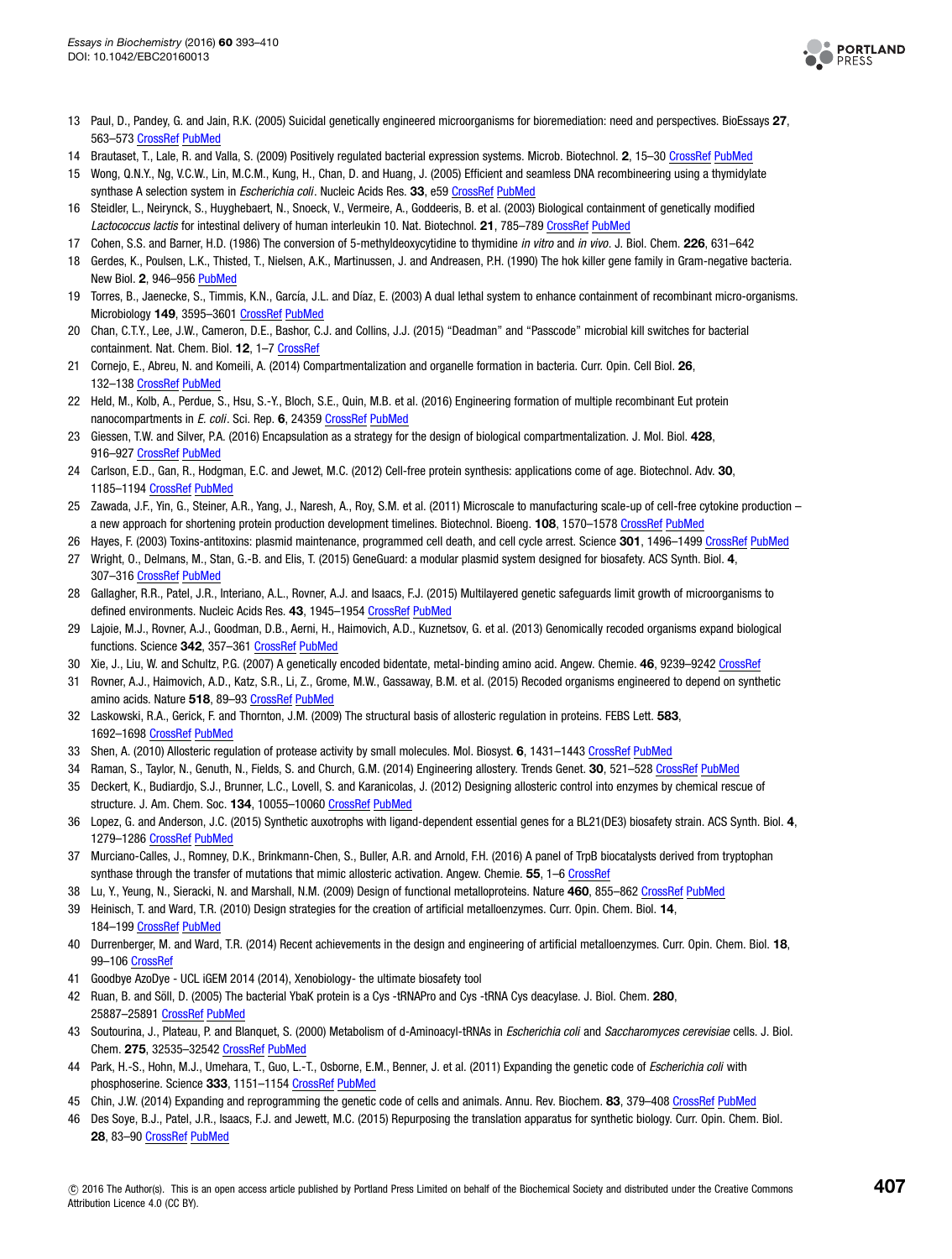13 Paul, D., Pandey, G. and Jain, R.K. (2005) Suicidal genetically engineered microorganisms for bioremediation: need and perspectives. BioEssays **27**, 563–573 CrossRef PubMed

14 Brautaset, T., Lale, R. and Valla, S. (2009) Positively regulated bacterial expression systems. Microb. Biotechnol. **2**, 15–30 CrossRef PubMed

15 Wong, Q.N.Y., Ng, V.C.W., Lin, M.C.M., Kung, H., Chan, D. and Huang, J. (2005) Efficient and seamless DNA recombineering using a thymidylate synthase A selection system in *Escherichia coli*. Nucleic Acids Res. **33**, e59 CrossRef PubMed

16 Steidler, L., Neirynck, S., Huyghebaert, N., Snoeck, V., Vermeire, A., Goddeeris, B. et al. (2003) Biological containment of genetically modified *Lactococcus lactis* for intestinal delivery of human interleukin 10. Nat. Biotechnol. **21**, 785–789 CrossRef PubMed

17 Cohen, S.S. and Barner, H.D. (1986) The conversion of 5-methyldeoxycytidine to thymidine *in vitro* and *in vivo*. J. Biol. Chem. **226**, 631–642

18 Gerdes, K., Poulsen, L.K., Thisted, T., Nielsen, A.K., Martinussen, J. and Andreasen, P.H. (1990) The hok killer gene family in Gram-negative bacteria. New Biol. **2**, 946–956 PubMed

19 Torres, B., Jaenecke, S., Timmis, K.N., García, J.L. and Díaz, E. (2003) A dual lethal system to enhance containment of recombinant micro-organisms. Microbiology **149**, 3595–3601 CrossRef PubMed

20 Chan, C.T.Y., Lee, J.W., Cameron, D.E., Bashor, C.J. and Collins, J.J. (2015) "Deadman" and "Passcode" microbial kill switches for bacterial containment. Nat. Chem. Biol. **12**, 1–7 CrossRef

21 Cornejo, E., Abreu, N. and Komeili, A. (2014) Compartmentalization and organelle formation in bacteria. Curr. Opin. Cell Biol. **26**, 132–138 CrossRef PubMed

22 Held, M., Kolb, A., Perdue, S., Hsu, S.-Y., Bloch, S.E., Quin, M.B. et al. (2016) Engineering formation of multiple recombinant Eut protein nanocompartments in *E. coli*. Sci. Rep. **6**, 24359 CrossRef PubMed

23 Giessen, T.W. and Silver, P.A. (2016) Encapsulation as a strategy for the design of biological compartmentalization. J. Mol. Biol. **428**, 916–927 CrossRef PubMed

24 Carlson, E.D., Gan, R., Hodgman, E.C. and Jewet, M.C. (2012) Cell-free protein synthesis: applications come of age. Biotechnol. Adv. **30**, 1185–1194 CrossRef PubMed

25 Zawada, J.F., Yin, G., Steiner, A.R., Yang, J., Naresh, A., Roy, S.M. et al. (2011) Microscale to manufacturing scale-up of cell-free cytokine production – a new approach for shortening protein production development timelines. Biotechnol. Bioeng. **108**, 1570–1578 CrossRef PubMed

26 Hayes, F. (2003) Toxins-antitoxins: plasmid maintenance, programmed cell death, and cell cycle arrest. Science **301**, 1496–1499 CrossRef PubMed

27 Wright, O., Delmans, M., Stan, G.-B. and Elis, T. (2015) GeneGuard: a modular plasmid system designed for biosafety. ACS Synth. Biol. **4**, 307–316 CrossRef PubMed

28 Gallagher, R.R., Patel, J.R., Interiano, A.L., Rovner, A.J. and Isaacs, F.J. (2015) Multilayered genetic safeguards limit growth of microorganisms to defined environments. Nucleic Acids Res. **43**, 1945–1954 CrossRef PubMed

29 Lajoie, M.J., Rovner, A.J., Goodman, D.B., Aerni, H., Haimovich, A.D., Kuznetsov, G. et al. (2013) Genomically recoded organisms expand biological functions. Science **342**, 357–361 CrossRef PubMed

30 Xie, J., Liu, W. and Schultz, P.G. (2007) A genetically encoded bidentate, metal-binding amino acid. Angew. Chemie. **46**, 9239–9242 CrossRef

31 Rovner, A.J., Haimovich, A.D., Katz, S.R., Li, Z., Grome, M.W., Gassaway, B.M. et al. (2015) Recoded organisms engineered to depend on synthetic amino acids. Nature **518**, 89–93 CrossRef PubMed

32 Laskowski, R.A., Gerick, F. and Thornton, J.M. (2009) The structural basis of allosteric regulation in proteins. FEBS Lett. **583**, 1692–1698 CrossRef PubMed

33 Shen, A. (2010) Allosteric regulation of protease activity by small molecules. Mol. Biosyst. **6**, 1431–1443 CrossRef PubMed

34 Raman, S., Taylor, N., Genuth, N., Fields, S. and Church, G.M. (2014) Engineering allostery. Trends Genet. **30**, 521–528 CrossRef PubMed

35 Deckert, K., Budiardjo, S.J., Brunner, L.C., Lovell, S. and Karanicolas, J. (2012) Designing allosteric control into enzymes by chemical rescue of structure. J. Am. Chem. Soc. **134**, 10055–10060 CrossRef PubMed

36 Lopez, G. and Anderson, J.C. (2015) Synthetic auxotrophs with ligand-dependent essential genes for a BL21(DE3) biosafety strain. ACS Synth. Biol. **4**, 1279–1286 CrossRef PubMed

37 Murciano-Calles, J., Romney, D.K., Brinkmann-Chen, S., Buller, A.R. and Arnold, F.H. (2016) A panel of TrpB biocatalysts derived from tryptophan synthase through the transfer of mutations that mimic allosteric activation. Angew. Chemie. **55**, 1–6 CrossRef

38 Lu, Y., Yeung, N., Sieracki, N. and Marshall, N.M. (2009) Design of functional metalloproteins. Nature **460**, 855–862 CrossRef PubMed

39 Heinisch, T. and Ward, T.R. (2010) Design strategies for the creation of artificial metalloenzymes. Curr. Opin. Chem. Biol. **14**, 184–199 CrossRef PubMed

40 Durrenberger, M. and Ward, T.R. (2014) Recent achievements in the design and engineering of artificial metalloenzymes. Curr. Opin. Chem. Biol. **18**, 99–106 CrossRef

41 Goodbye AzoDye - UCL iGEM 2014 (2014), Xenobiology- the ultimate biosafety tool

42 Ruan, B. and Söll, D. (2005) The bacterial YbaK protein is a Cys -tRNAPro and Cys -tRNA Cys deacylase. J. Biol. Chem. **280**, 25887–25891 CrossRef PubMed

43 Soutourina, J., Plateau, P. and Blanquet, S. (2000) Metabolism of d-Aminoacyl-tRNAs in *Escherichia coli* and *Saccharomyces cerevisiae* cells. J. Biol. Chem. **275**, 32535–32542 CrossRef PubMed

44 Park, H.-S., Hohn, M.J., Umehara, T., Guo, L.-T., Osborne, E.M., Benner, J. et al. (2011) Expanding the genetic code of *Escherichia coli* with phosphoserine. Science **333**, 1151–1154 CrossRef PubMed

45 Chin, J.W. (2014) Expanding and reprogramming the genetic code of cells and animals. Annu. Rev. Biochem. **83**, 379–408 CrossRef PubMed

46 Des Soye, B.J., Patel, J.R., Isaacs, F.J. and Jewett, M.C. (2015) Repurposing the translation apparatus for synthetic biology. Curr. Opin. Chem. Biol. **28**, 83–90 CrossRef PubMed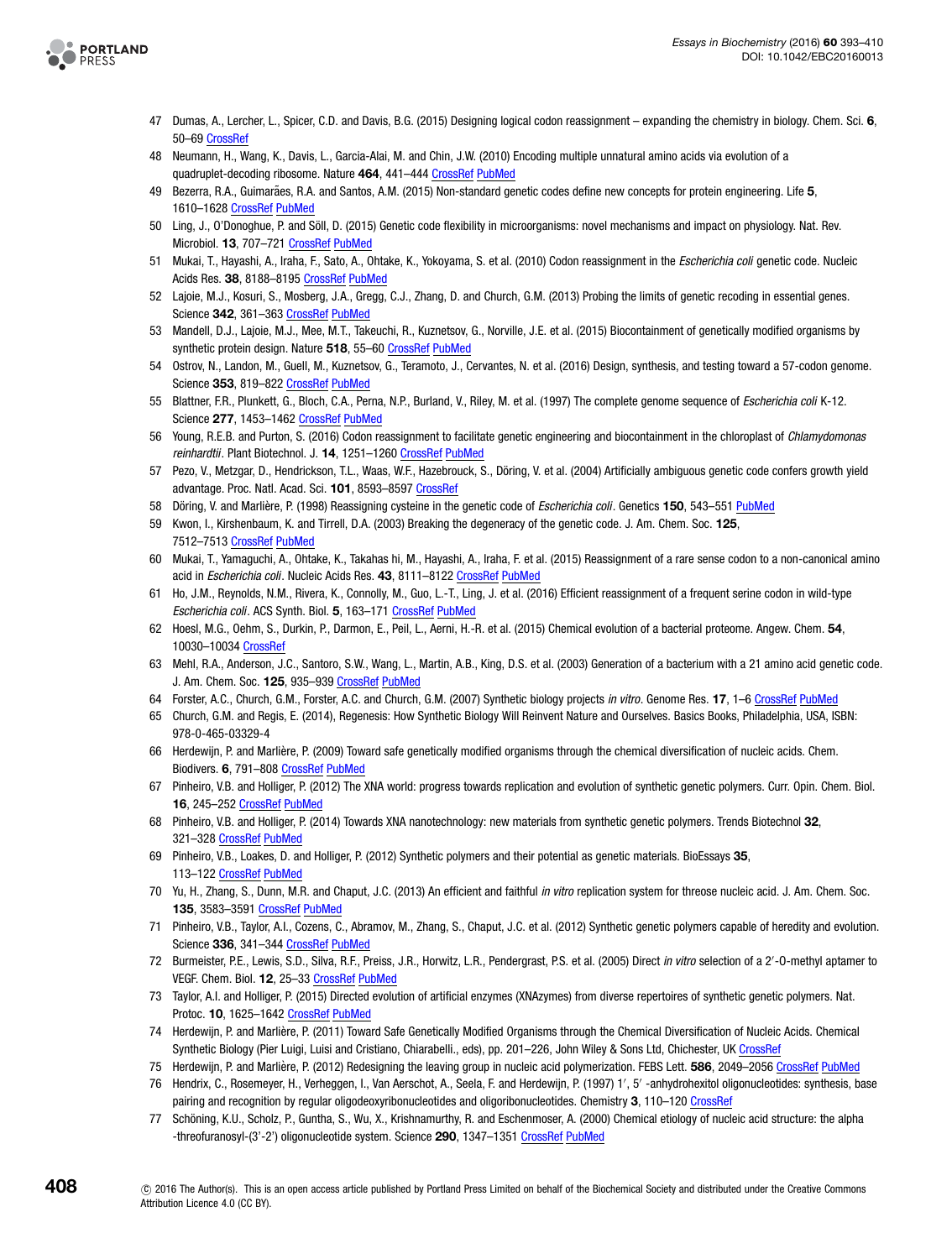47 Dumas, A., Lercher, L., Spicer, C.D. and Davis, B.G. (2015) Designing logical codon reassignment – expanding the chemistry in biology. Chem. Sci. **6**, 50–69 CrossRef

48 Neumann, H., Wang, K., Davis, L., Garcia-Alai, M. and Chin, J.W. (2010) Encoding multiple unnatural amino acids via evolution of a quadruplet-decoding ribosome. Nature **464**, 441–444 CrossRef PubMed

49 Bezerra, R.A., Guimarães, R.A. and Santos, A.M. (2015) Non-standard genetic codes define new concepts for protein engineering. Life **5**, 1610–1628 CrossRef PubMed

50 Ling, J., O'Donoghue, P. and Söll, D. (2015) Genetic code flexibility in microorganisms: novel mechanisms and impact on physiology. Nat. Rev. Microbiol. **13**, 707–721 CrossRef PubMed

51 Mukai, T., Hayashi, A., Iraha, F., Sato, A., Ohtake, K., Yokoyama, S. et al. (2010) Codon reassignment in the *Escherichia coli* genetic code. Nucleic Acids Res. **38**, 8188–8195 CrossRef PubMed

52 Lajoie, M.J., Kosuri, S., Mosberg, J.A., Gregg, C.J., Zhang, D. and Church, G.M. (2013) Probing the limits of genetic recoding in essential genes. Science **342**, 361–363 CrossRef PubMed

53 Mandell, D.J., Lajoie, M.J., Mee, M.T., Takeuchi, R., Kuznetsov, G., Norville, J.E. et al. (2015) Biocontainment of genetically modified organisms by synthetic protein design. Nature **518**, 55–60 CrossRef PubMed

54 Ostrov, N., Landon, M., Guell, M., Kuznetsov, G., Teramoto, J., Cervantes, N. et al. (2016) Design, synthesis, and testing toward a 57-codon genome. Science **353**, 819–822 CrossRef PubMed

55 Blattner, F.R., Plunkett, G., Bloch, C.A., Perna, N.P., Burland, V., Riley, M. et al. (1997) The complete genome sequence of *Escherichia coli* K-12. Science **277**, 1453–1462 CrossRef PubMed

56 Young, R.E.B. and Purton, S. (2016) Codon reassignment to facilitate genetic engineering and biocontainment in the chloroplast of *Chlamydomonas reinhardtii*. Plant Biotechnol. J. **14**, 1251–1260 CrossRef PubMed

57 Pezo, V., Metzgar, D., Hendrickson, T.L., Waas, W.F., Hazebrouck, S., Döring, V. et al. (2004) Artificially ambiguous genetic code confers growth yield advantage. Proc. Natl. Acad. Sci. **101**, 8593–8597 CrossRef

58 Döring, V. and Marlière, P. (1998) Reassigning cysteine in the genetic code of *Escherichia coli*. Genetics **150**, 543–551 PubMed

59 Kwon, I., Kirshenbaum, K. and Tirrell, D.A. (2003) Breaking the degeneracy of the genetic code. J. Am. Chem. Soc. **125**, 7512–7513 CrossRef PubMed

60 Mukai, T., Yamaguchi, A., Ohtake, K., Takahas hi, M., Hayashi, A., Iraha, F. et al. (2015) Reassignment of a rare sense codon to a non-canonical amino acid in *Escherichia coli*. Nucleic Acids Res. **43**, 8111–8122 CrossRef PubMed

61 Ho, J.M., Reynolds, N.M., Rivera, K., Connolly, M., Guo, L.-T., Ling, J. et al. (2016) Efficient reassignment of a frequent serine codon in wild-type *Escherichia coli*. ACS Synth. Biol. **5**, 163–171 CrossRef PubMed

62 Hoesl, M.G., Oehm, S., Durkin, P., Darmon, E., Peil, L., Aerni, H.-R. et al. (2015) Chemical evolution of a bacterial proteome. Angew. Chem. **54**, 10030–10034 CrossRef

63 Mehl, R.A., Anderson, J.C., Santoro, S.W., Wang, L., Martin, A.B., King, D.S. et al. (2003) Generation of a bacterium with a 21 amino acid genetic code. J. Am. Chem. Soc. **125**, 935–939 CrossRef PubMed

64 Forster, A.C., Church, G.M., Forster, A.C. and Church, G.M. (2007) Synthetic biology projects *in vitro*. Genome Res. **17**, 1–6 CrossRef PubMed

65 Church, G.M. and Regis, E. (2014), Regenesis: How Synthetic Biology Will Reinvent Nature and Ourselves. Basics Books, Philadelphia, USA, ISBN: 978-0-465-03329-4

66 Herdewijn, P. and Marlière, P. (2009) Toward safe genetically modified organisms through the chemical diversification of nucleic acids. Chem. Biodivers. **6**, 791–808 CrossRef PubMed

67 Pinheiro, V.B. and Holliger, P. (2012) The XNA world: progress towards replication and evolution of synthetic genetic polymers. Curr. Opin. Chem. Biol. **16**, 245–252 CrossRef PubMed

68 Pinheiro, V.B. and Holliger, P. (2014) Towards XNA nanotechnology: new materials from synthetic genetic polymers. Trends Biotechnol **32**, 321–328 CrossRef PubMed

69 Pinheiro, V.B., Loakes, D. and Holliger, P. (2012) Synthetic polymers and their potential as genetic materials. BioEssays **35**, 113–122 CrossRef PubMed

70 Yu, H., Zhang, S., Dunn, M.R. and Chaput, J.C. (2013) An efficient and faithful *in vitro* replication system for threose nucleic acid. J. Am. Chem. Soc. **135**, 3583–3591 CrossRef PubMed

71 Pinheiro, V.B., Taylor, A.I., Cozens, C., Abramov, M., Zhang, S., Chaput, J.C. et al. (2012) Synthetic genetic polymers capable of heredity and evolution. Science **336**, 341–344 CrossRef PubMed

72 Burmeister, P.E., Lewis, S.D., Silva, R.F., Preiss, J.R., Horwitz, L.R., Pendergrast, P.S. et al. (2005) Direct *in vitro* selection of a 2′-O-methyl aptamer to VEGF. Chem. Biol. **12**, 25–33 CrossRef PubMed

73 Taylor, A.I. and Holliger, P. (2015) Directed evolution of artificial enzymes (XNAzymes) from diverse repertoires of synthetic genetic polymers. Nat. Protoc. **10**, 1625–1642 CrossRef PubMed

74 Herdewijn, P. and Marlière, P. (2011) Toward Safe Genetically Modified Organisms through the Chemical Diversification of Nucleic Acids. Chemical Synthetic Biology (Pier Luigi, Luisi and Cristiano, Chiarabelli., eds), pp. 201–226, John Wiley & Sons Ltd, Chichester, UK CrossRef

75 Herdewijn, P. and Marlière, P. (2012) Redesigning the leaving group in nucleic acid polymerization. FEBS Lett. **586**, 2049–2056 CrossRef PubMed

76 Hendrix, C., Rosemeyer, H., Verheggen, I., Van Aerschot, A., Seela, F. and Herdewijn, P. (1997) 1′, 5′ -anhydrohexitol oligonucleotides: synthesis, base pairing and recognition by regular oligodeoxyribonucleotides and oligoribonucleotides. Chemistry **3**, 110–120 CrossRef

77 Schöning, K.U., Scholz, P., Guntha, S., Wu, X., Krishnamurthy, R. and Eschenmoser, A. (2000) Chemical etiology of nucleic acid structure: the alpha -threofuranosyl-(3'-2') oligonucleotide system. Science **290**, 1347–1351 CrossRef PubMed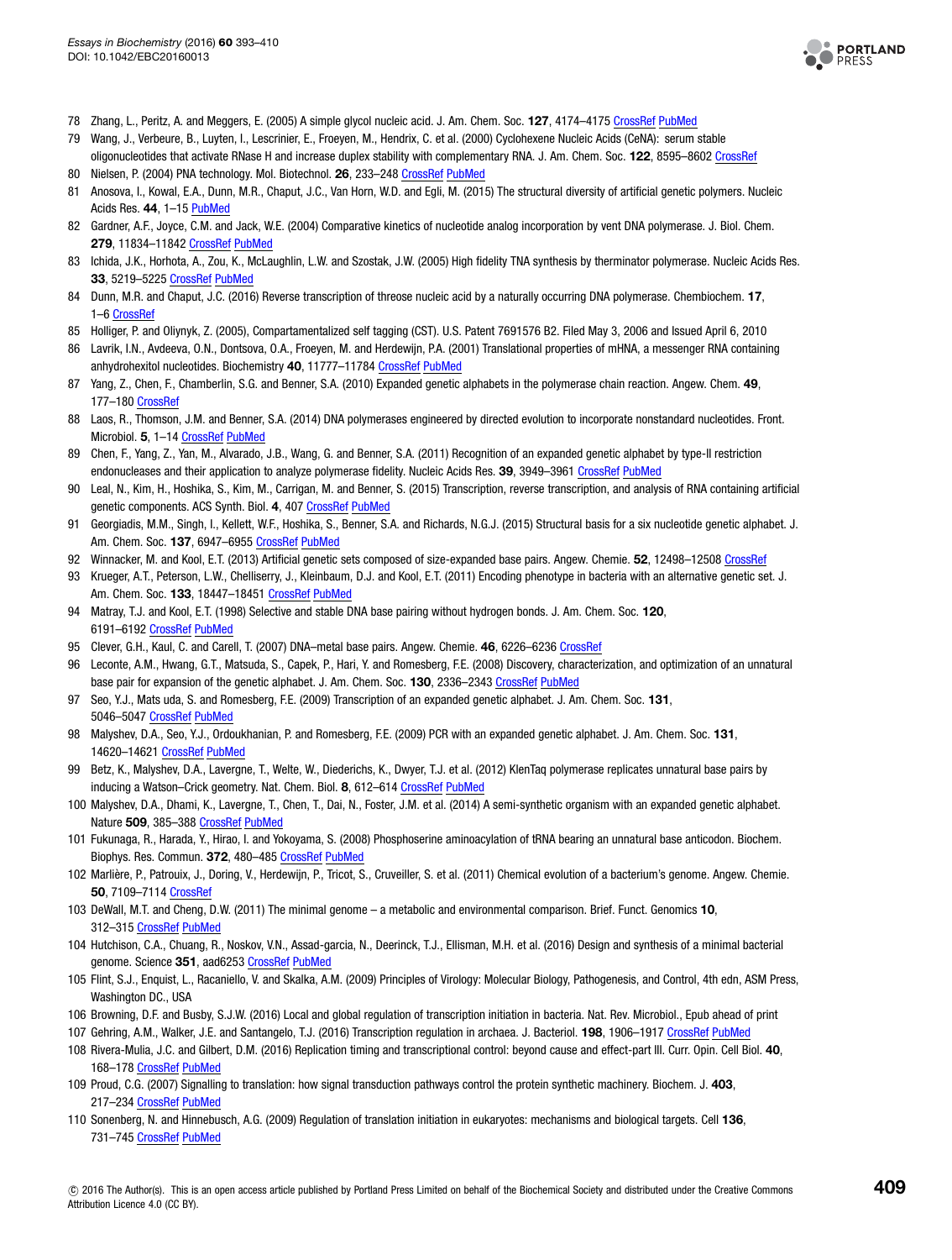78 Zhang, L., Peritz, A. and Meggers, E. (2005) A simple glycol nucleic acid. J. Am. Chem. Soc. **127**, 4174–4175 CrossRef PubMed

79 Wang, J., Verbeure, B., Luyten, I., Lescrinier, E., Froeyen, M., Hendrix, C. et al. (2000) Cyclohexene Nucleic Acids (CeNA): serum stable oligonucleotides that activate RNase H and increase duplex stability with complementary RNA. J. Am. Chem. Soc. **122**, 8595–8602 CrossRef

80 Nielsen, P. (2004) PNA technology. Mol. Biotechnol. **26**, 233–248 CrossRef PubMed

81 Anosova, I., Kowal, E.A., Dunn, M.R., Chaput, J.C., Van Horn, W.D. and Egli, M. (2015) The structural diversity of artificial genetic polymers. Nucleic Acids Res. **44**, 1–15 PubMed

82 Gardner, A.F., Joyce, C.M. and Jack, W.E. (2004) Comparative kinetics of nucleotide analog incorporation by vent DNA polymerase. J. Biol. Chem. **279**, 11834–11842 CrossRef PubMed

83 Ichida, J.K., Horhota, A., Zou, K., McLaughlin, L.W. and Szostak, J.W. (2005) High fidelity TNA synthesis by therminator polymerase. Nucleic Acids Res. **33**, 5219–5225 CrossRef PubMed

84 Dunn, M.R. and Chaput, J.C. (2016) Reverse transcription of threose nucleic acid by a naturally occurring DNA polymerase. Chembiochem. **17**, 1–6 CrossRef

85 Holliger, P. and Oliynyk, Z. (2005), Compartamentalized self tagging (CST). U.S. Patent 7691576 B2. Filed May 3, 2006 and Issued April 6, 2010

86 Lavrik, I.N., Avdeeva, O.N., Dontsova, O.A., Froeyen, M. and Herdewijn, P.A. (2001) Translational properties of mHNA, a messenger RNA containing anhydrohexitol nucleotides. Biochemistry **40**, 11777–11784 CrossRef PubMed

87 Yang, Z., Chen, F., Chamberlin, S.G. and Benner, S.A. (2010) Expanded genetic alphabets in the polymerase chain reaction. Angew. Chem. **49**, 177–180 CrossRef

88 Laos, R., Thomson, J.M. and Benner, S.A. (2014) DNA polymerases engineered by directed evolution to incorporate nonstandard nucleotides. Front. Microbiol. **5**, 1–14 CrossRef PubMed

89 Chen, F., Yang, Z., Yan, M., Alvarado, J.B., Wang, G. and Benner, S.A. (2011) Recognition of an expanded genetic alphabet by type-II restriction endonucleases and their application to analyze polymerase fidelity. Nucleic Acids Res. **39**, 3949–3961 CrossRef PubMed

90 Leal, N., Kim, H., Hoshika, S., Kim, M., Carrigan, M. and Benner, S. (2015) Transcription, reverse transcription, and analysis of RNA containing artificial genetic components. ACS Synth. Biol. **4**, 407 CrossRef PubMed

91 Georgiadis, M.M., Singh, I., Kellett, W.F., Hoshika, S., Benner, S.A. and Richards, N.G.J. (2015) Structural basis for a six nucleotide genetic alphabet. J. Am. Chem. Soc. **137**, 6947–6955 CrossRef PubMed

92 Winnacker, M. and Kool, E.T. (2013) Artificial genetic sets composed of size-expanded base pairs. Angew. Chemie. **52**, 12498–12508 CrossRef

93 Krueger, A.T., Peterson, L.W., Chelliserry, J., Kleinbaum, D.J. and Kool, E.T. (2011) Encoding phenotype in bacteria with an alternative genetic set. J. Am. Chem. Soc. **133**, 18447–18451 CrossRef PubMed

94 Matray, T.J. and Kool, E.T. (1998) Selective and stable DNA base pairing without hydrogen bonds. J. Am. Chem. Soc. **120**, 6191–6192 CrossRef PubMed

95 Clever, G.H., Kaul, C. and Carell, T. (2007) DNA–metal base pairs. Angew. Chemie. **46**, 6226–6236 CrossRef

96 Leconte, A.M., Hwang, G.T., Matsuda, S., Capek, P., Hari, Y. and Romesberg, F.E. (2008) Discovery, characterization, and optimization of an unnatural base pair for expansion of the genetic alphabet. J. Am. Chem. Soc. **130**, 2336–2343 CrossRef PubMed

97 Seo, Y.J., Mats uda, S. and Romesberg, F.E. (2009) Transcription of an expanded genetic alphabet. J. Am. Chem. Soc. **131**, 5046–5047 CrossRef PubMed

98 Malyshev, D.A., Seo, Y.J., Ordoukhanian, P. and Romesberg, F.E. (2009) PCR with an expanded genetic alphabet. J. Am. Chem. Soc. **131**, 14620–14621 CrossRef PubMed

99 Betz, K., Malyshev, D.A., Lavergne, T., Welte, W., Diederichs, K., Dwyer, T.J. et al. (2012) KlenTaq polymerase replicates unnatural base pairs by inducing a Watson–Crick geometry. Nat. Chem. Biol. **8**, 612–614 CrossRef PubMed

100 Malyshev, D.A., Dhami, K., Lavergne, T., Chen, T., Dai, N., Foster, J.M. et al. (2014) A semi-synthetic organism with an expanded genetic alphabet. Nature **509**, 385–388 CrossRef PubMed

101 Fukunaga, R., Harada, Y., Hirao, I. and Yokoyama, S. (2008) Phosphoserine aminoacylation of tRNA bearing an unnatural base anticodon. Biochem. Biophys. Res. Commun. **372**, 480–485 CrossRef PubMed

102 Marlière, P., Patrouix, J., Doring, V., Herdewijn, P., Tricot, S., Cruveiller, S. et al. (2011) Chemical evolution of a bacterium's genome. Angew. Chemie. **50**, 7109–7114 CrossRef

103 DeWall, M.T. and Cheng, D.W. (2011) The minimal genome – a metabolic and environmental comparison. Brief. Funct. Genomics **10**, 312–315 CrossRef PubMed

104 Hutchison, C.A., Chuang, R., Noskov, V.N., Assad-garcia, N., Deerinck, T.J., Ellisman, M.H. et al. (2016) Design and synthesis of a minimal bacterial genome. Science **351**, aad6253 CrossRef PubMed

105 Flint, S.J., Enquist, L., Racaniello, V. and Skalka, A.M. (2009) Principles of Virology: Molecular Biology, Pathogenesis, and Control, 4th edn, ASM Press, Washington DC., USA

106 Browning, D.F. and Busby, S.J.W. (2016) Local and global regulation of transcription initiation in bacteria. Nat. Rev. Microbiol., Epub ahead of print

107 Gehring, A.M., Walker, J.E. and Santangelo, T.J. (2016) Transcription regulation in archaea. J. Bacteriol. **198**, 1906–1917 CrossRef PubMed

108 Rivera-Mulia, J.C. and Gilbert, D.M. (2016) Replication timing and transcriptional control: beyond cause and effect-part III. Curr. Opin. Cell Biol. **40**, 168–178 CrossRef PubMed

109 Proud, C.G. (2007) Signalling to translation: how signal transduction pathways control the protein synthetic machinery. Biochem. J. **403**, 217–234 CrossRef PubMed

110 Sonenberg, N. and Hinnebusch, A.G. (2009) Regulation of translation initiation in eukaryotes: mechanisms and biological targets. Cell **136**, 731–745 CrossRef PubMed

© 2016 The Author(s). This is an open access article published by Portland Press Limited on behalf of the Biochemical Society and distributed under the Creative Commons Attribution Licence 4.0 (CC BY).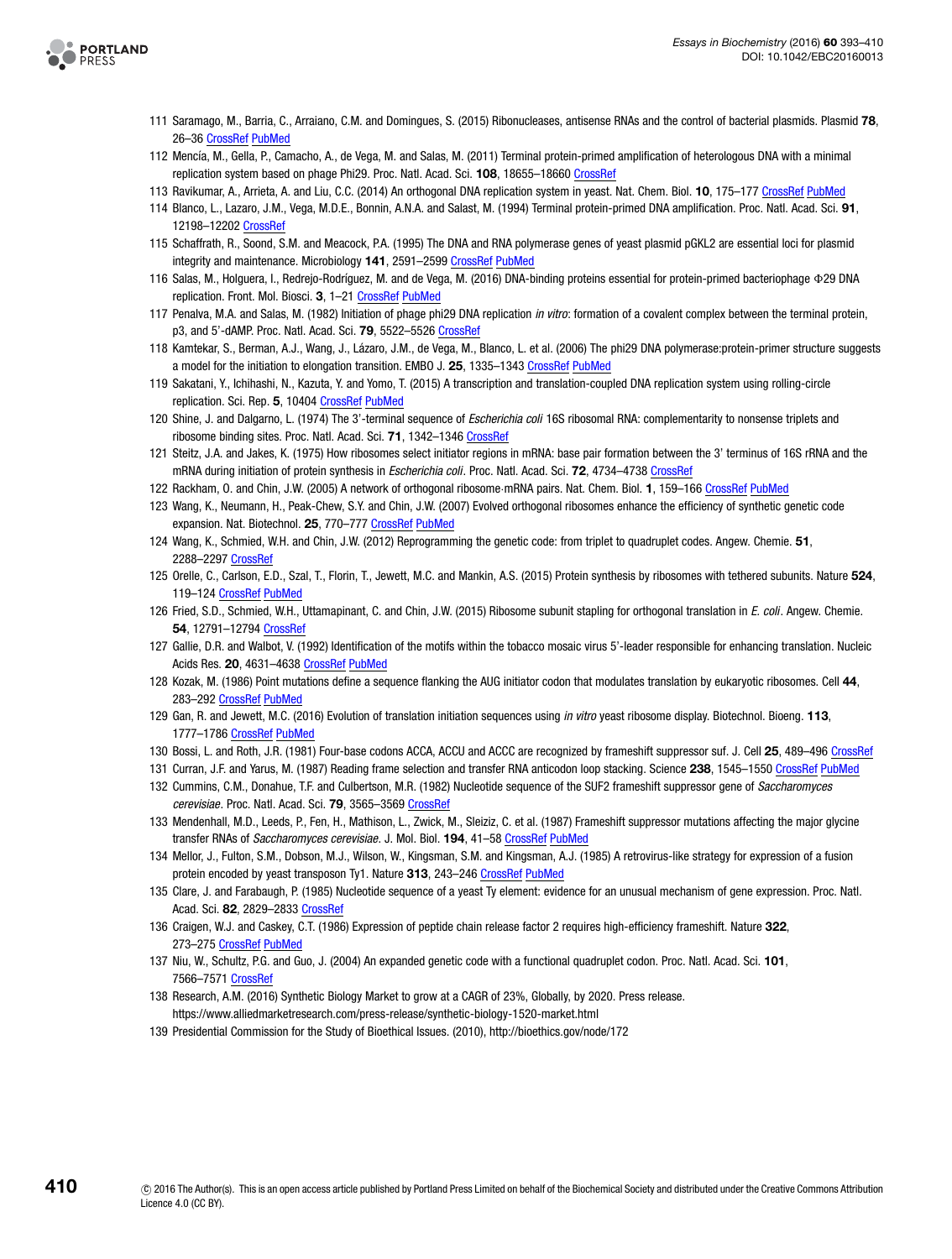111 Saramago, M., Barria, C., Arraiano, C.M. and Domingues, S. (2015) Ribonucleases, antisense RNAs and the control of bacterial plasmids. Plasmid **78**, 26–36 CrossRef PubMed

112 Mencía, M., Gella, P., Camacho, A., de Vega, M. and Salas, M. (2011) Terminal protein-primed amplification of heterologous DNA with a minimal replication system based on phage Phi29. Proc. Natl. Acad. Sci. **108**, 18655–18660 CrossRef

113 Ravikumar, A., Arrieta, A. and Liu, C.C. (2014) An orthogonal DNA replication system in yeast. Nat. Chem. Biol. **10**, 175–177 CrossRef PubMed

114 Blanco, L., Lazaro, J.M., Vega, M.D.E., Bonnin, A.N.A. and Salast, M. (1994) Terminal protein-primed DNA amplification. Proc. Natl. Acad. Sci. **91**, 12198–12202 CrossRef

115 Schaffrath, R., Soond, S.M. and Meacock, P.A. (1995) The DNA and RNA polymerase genes of yeast plasmid pGKL2 are essential loci for plasmid integrity and maintenance. Microbiology **141**, 2591–2599 CrossRef PubMed

116 Salas, M., Holguera, I., Redrejo-Rodríguez, M. and de Vega, M. (2016) DNA-binding proteins essential for protein-primed bacteriophage Φ29 DNA replication. Front. Mol. Biosci. **3**, 1–21 CrossRef PubMed

117 Penalva, M.A. and Salas, M. (1982) Initiation of phage phi29 DNA replication *in vitro*: formation of a covalent complex between the terminal protein, p3, and 5′-dAMP. Proc. Natl. Acad. Sci. **79**, 5522–5526 CrossRef

118 Kamtekar, S., Berman, A.J., Wang, J., Lázaro, J.M., de Vega, M., Blanco, L. et al. (2006) The phi29 DNA polymerase:protein-primer structure suggests a model for the initiation to elongation transition. EMBO J. **25**, 1335–1343 CrossRef PubMed

119 Sakatani, Y., Ichihashi, N., Kazuta, Y. and Yomo, T. (2015) A transcription and translation-coupled DNA replication system using rolling-circle replication. Sci. Rep. **5**, 10404 CrossRef PubMed

120 Shine, J. and Dalgarno, L. (1974) The 3′-terminal sequence of *Escherichia coli* 16S ribosomal RNA: complementarity to nonsense triplets and ribosome binding sites. Proc. Natl. Acad. Sci. **71**, 1342–1346 CrossRef

121 Steitz, J.A. and Jakes, K. (1975) How ribosomes select initiator regions in mRNA: base pair formation between the 3′ terminus of 16S rRNA and the mRNA during initiation of protein synthesis in *Escherichia coli*. Proc. Natl. Acad. Sci. **72**, 4734–4738 CrossRef

122 Rackham, O. and Chin, J.W. (2005) A network of orthogonal ribosome·mRNA pairs. Nat. Chem. Biol. **1**, 159–166 CrossRef PubMed

123 Wang, K., Neumann, H., Peak-Chew, S.Y. and Chin, J.W. (2007) Evolved orthogonal ribosomes enhance the efficiency of synthetic genetic code expansion. Nat. Biotechnol. **25**, 770–777 CrossRef PubMed

124 Wang, K., Schmied, W.H. and Chin, J.W. (2012) Reprogramming the genetic code: from triplet to quadruplet codes. Angew. Chemie. **51**, 2288–2297 CrossRef

125 Orelle, C., Carlson, E.D., Szal, T., Florin, T., Jewett, M.C. and Mankin, A.S. (2015) Protein synthesis by ribosomes with tethered subunits. Nature **524**, 119–124 CrossRef PubMed

126 Fried, S.D., Schmied, W.H., Uttamapinant, C. and Chin, J.W. (2015) Ribosome subunit stapling for orthogonal translation in *E. coli*. Angew. Chemie. **54**, 12791–12794 CrossRef

127 Gallie, D.R. and Walbot, V. (1992) Identification of the motifs within the tobacco mosaic virus 5′-leader responsible for enhancing translation. Nucleic Acids Res. **20**, 4631–4638 CrossRef PubMed

128 Kozak, M. (1986) Point mutations define a sequence flanking the AUG initiator codon that modulates translation by eukaryotic ribosomes. Cell **44**, 283–292 CrossRef PubMed

129 Gan, R. and Jewett, M.C. (2016) Evolution of translation initiation sequences using *in vitro* yeast ribosome display. Biotechnol. Bioeng. **113**, 1777–1786 CrossRef PubMed

130 Bossi, L. and Roth, J.R. (1981) Four-base codons ACCA, ACCU and ACCC are recognized by frameshift suppressor suf. J. Cell **25**, 489–496 CrossRef

131 Curran, J.F. and Yarus, M. (1987) Reading frame selection and transfer RNA anticodon loop stacking. Science **238**, 1545–1550 CrossRef PubMed

132 Cummins, C.M., Donahue, T.F. and Culbertson, M.R. (1982) Nucleotide sequence of the SUF2 frameshift suppressor gene of *Saccharomyces cerevisiae*. Proc. Natl. Acad. Sci. **79**, 3565–3569 CrossRef

133 Mendenhall, M.D., Leeds, P., Fen, H., Mathison, L., Zwick, M., Sleizig, C. et al. (1987) Frameshift suppressor mutations affecting the major glycine transfer RNAs of *Saccharomyces cerevisiae*. J. Mol. Biol. **194**, 41–58 CrossRef PubMed

134 Mellor, J., Fulton, S.M., Dobson, M.J., Wilson, W., Kingsman, S.M. and Kingsman, A.J. (1985) A retrovirus-like strategy for expression of a fusion protein encoded by yeast transposon Ty1. Nature **313**, 243–246 CrossRef PubMed

135 Clare, J. and Farabaugh, P. (1985) Nucleotide sequence of a yeast Ty element: evidence for an unusual mechanism of gene expression. Proc. Natl. Acad. Sci. **82**, 2829–2833 CrossRef

136 Craigen, W.J. and Caskey, C.T. (1986) Expression of peptide chain release factor 2 requires high-efficiency frameshift. Nature **322**, 273–275 CrossRef PubMed

137 Niu, W., Schultz, P.G. and Guo, J. (2004) An expanded genetic code with a functional quadruplet codon. Proc. Natl. Acad. Sci. **101**, 7566–7571 CrossRef

138 Research, A.M. (2016) Synthetic Biology Market to grow at a CAGR of 23%, Globally, by 2020. Press release. https://www.alliedmarketresearch.com/press-release/synthetic-biology-1520-market.html

139 Presidential Commission for the Study of Bioethical Issues. (2010), http://bioethics.gov/node/172

© 2016 The Author(s). This is an open access article published by Portland Press Limited on behalf of the Biochemical Society and distributed under the Creative Commons Attribution Licence 4.0 (CC BY).